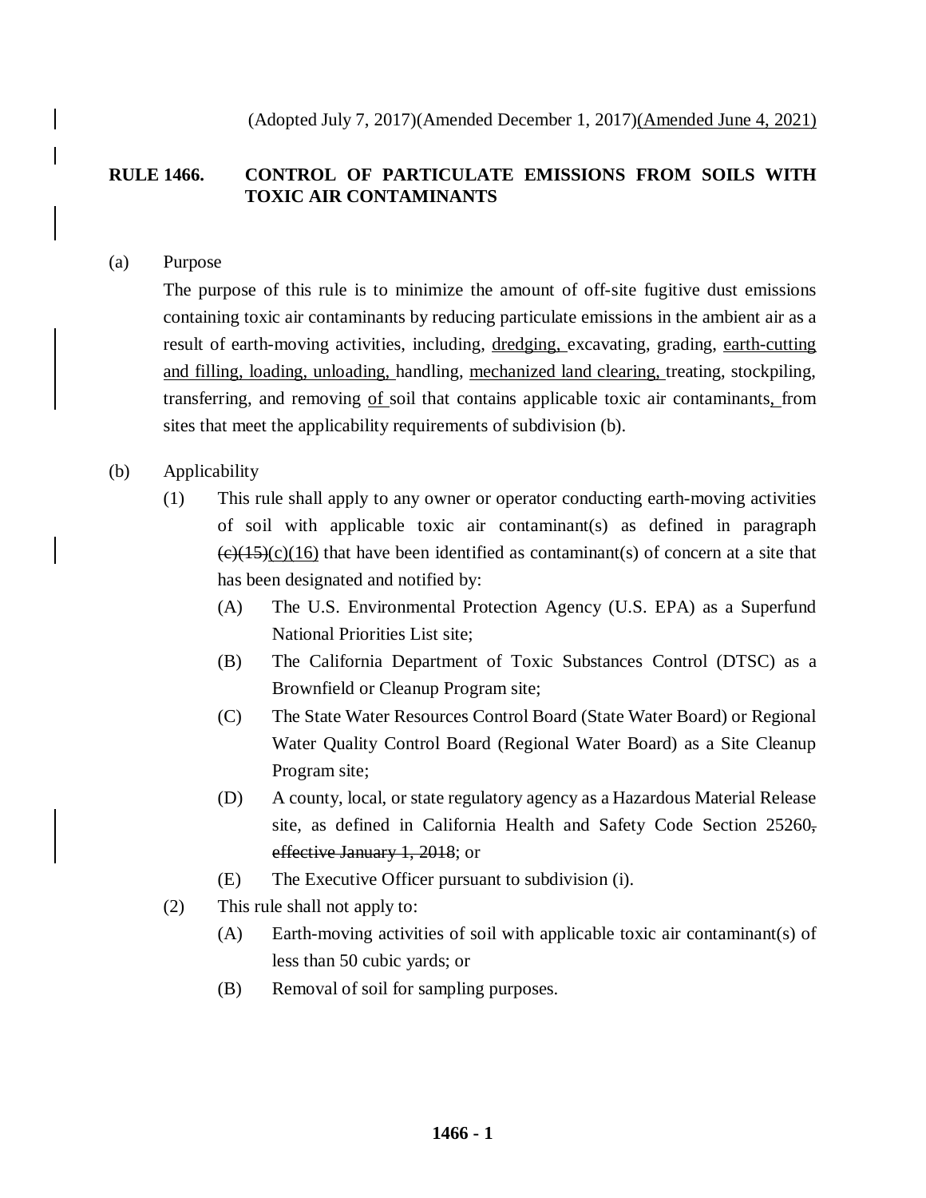(Adopted July 7, 2017)(Amended December 1, 2017)(Amended June 4, 2021)

**RULE 1466. CONTROL OF PARTICULATE EMISSIONS FROM SOILS WITH TOXIC AIR CONTAMINANTS**

(a) Purpose

The purpose of this rule is to minimize the amount of off-site fugitive dust emissions containing toxic air contaminants by reducing particulate emissions in the ambient air as a result of earth-moving activities, including, dredging, excavating, grading, earth-cutting and filling, loading, unloading, handling, mechanized land clearing, treating, stockpiling, transferring, and removing of soil that contains applicable toxic air contaminants, from sites that meet the applicability requirements of subdivision (b).

(b) Applicability

(1) This rule shall apply to any owner or operator conducting earth-moving activities of soil with applicable toxic air contaminant(s) as defined in paragraph ~~(c)(15)~~(c)(16) that have been identified as contaminant(s) of concern at a site that has been designated and notified by:

(A) The U.S. Environmental Protection Agency (U.S. EPA) as a Superfund National Priorities List site;

(B) The California Department of Toxic Substances Control (DTSC) as a Brownfield or Cleanup Program site;

(C) The State Water Resources Control Board (State Water Board) or Regional Water Quality Control Board (Regional Water Board) as a Site Cleanup Program site;

(D) A county, local, or state regulatory agency as a Hazardous Material Release site, as defined in California Health and Safety Code Section 25260~~, effective January 1, 2018~~; or

(E) The Executive Officer pursuant to subdivision (i).

(2) This rule shall not apply to:

(A) Earth-moving activities of soil with applicable toxic air contaminant(s) of less than 50 cubic yards; or

(B) Removal of soil for sampling purposes.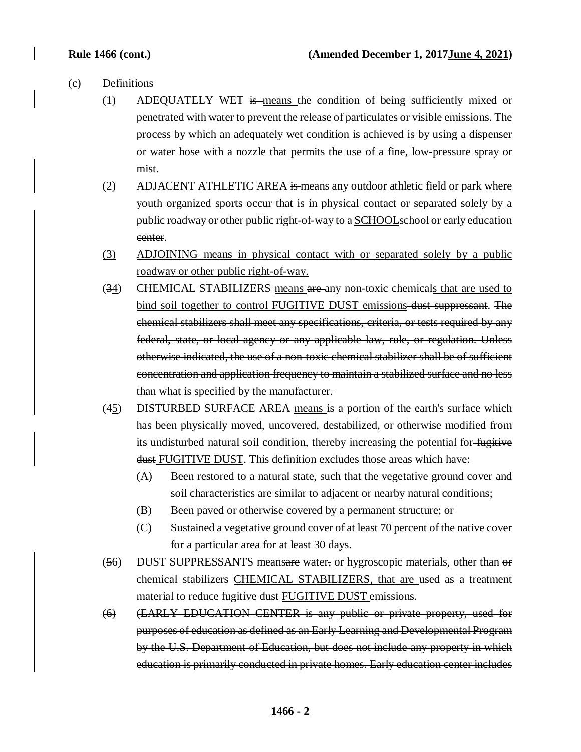(c) Definitions

(1) ADEQUATELY WET ~~is~~ <u>means</u> the condition of being sufficiently mixed or penetrated with water to prevent the release of particulates or visible emissions. The process by which an adequately wet condition is achieved is by using a dispenser or water hose with a nozzle that permits the use of a fine, low-pressure spray or mist.

(2) ADJACENT ATHLETIC AREA ~~is~~ <u>means</u> any outdoor athletic field or park where youth organized sports occur that is in physical contact or separated solely by a public roadway or other public right-of-way to a <u>SCHOOL</u>~~school or early education center~~.

<u>(3)</u> <u>ADJOINING means in physical contact with or separated solely by a public roadway or other public right-of-way.</u>

(~~3~~<u>4</u>) CHEMICAL STABILIZERS <u>means</u> ~~are~~ any non-toxic chemical<u>s that are used to bind soil together to control FUGITIVE DUST emissions</u> ~~dust suppressant~~. ~~The chemical stabilizers shall meet any specifications, criteria, or tests required by any federal, state, or local agency or any applicable law, rule, or regulation. Unless otherwise indicated, the use of a non-toxic chemical stabilizer shall be of sufficient concentration and application frequency to maintain a stabilized surface and no less than what is specified by the manufacturer.~~

(~~4~~<u>5</u>) DISTURBED SURFACE AREA <u>means</u> ~~is~~ a portion of the earth's surface which has been physically moved, uncovered, destabilized, or otherwise modified from its undisturbed natural soil condition, thereby increasing the potential for ~~fugitive dust~~ <u>FUGITIVE DUST</u>. This definition excludes those areas which have:

(A) Been restored to a natural state, such that the vegetative ground cover and soil characteristics are similar to adjacent or nearby natural conditions;

(B) Been paved or otherwise covered by a permanent structure; or

(C) Sustained a vegetative ground cover of at least 70 percent of the native cover for a particular area for at least 30 days.

(~~5~~<u>6</u>) DUST SUPPRESSANTS <u>means</u>~~are~~ water~~,~~ <u>or</u> hygroscopic materials, <u>other than</u> ~~or chemical stabilizers~~ <u>CHEMICAL STABILIZERS, that are</u> used as a treatment material to reduce ~~fugitive dust~~ <u>FUGITIVE DUST</u> emissions.

~~(6)~~ ~~(EARLY EDUCATION CENTER is any public or private property, used for purposes of education as defined as an Early Learning and Developmental Program by the U.S. Department of Education, but does not include any property in which education is primarily conducted in private homes. Early education center includes~~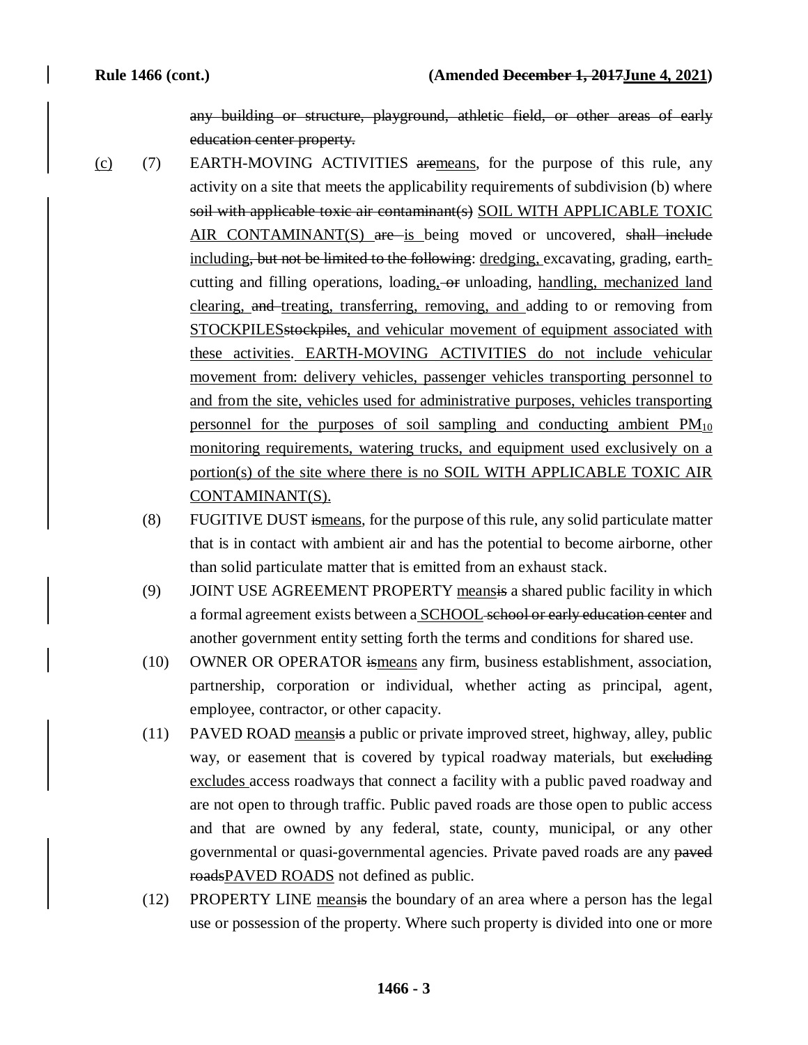any building or structure, playground, athletic field, or other areas of early education center property.

(c) (7) EARTH-MOVING ACTIVITIES aremeans, for the purpose of this rule, any activity on a site that meets the applicability requirements of subdivision (b) where soil with applicable toxic air contaminant(s) SOIL WITH APPLICABLE TOXIC AIR CONTAMINANT(S) are is being moved or uncovered, shall include including, but not be limited to the following: dredging, excavating, grading, earth-cutting and filling operations, loading, or unloading, handling, mechanized land clearing, and treating, transferring, removing, and adding to or removing from STOCKPILESstockpiles, and vehicular movement of equipment associated with these activities. EARTH-MOVING ACTIVITIES do not include vehicular movement from: delivery vehicles, passenger vehicles transporting personnel to and from the site, vehicles used for administrative purposes, vehicles transporting personnel for the purposes of soil sampling and conducting ambient $PM_{10}$ monitoring requirements, watering trucks, and equipment used exclusively on a portion(s) of the site where there is no SOIL WITH APPLICABLE TOXIC AIR CONTAMINANT(S).

(8) FUGITIVE DUST ismeans, for the purpose of this rule, any solid particulate matter that is in contact with ambient air and has the potential to become airborne, other than solid particulate matter that is emitted from an exhaust stack.

(9) JOINT USE AGREEMENT PROPERTY meansis a shared public facility in which a formal agreement exists between a SCHOOL school or early education center and another government entity setting forth the terms and conditions for shared use.

(10) OWNER OR OPERATOR ismeans any firm, business establishment, association, partnership, corporation or individual, whether acting as principal, agent, employee, contractor, or other capacity.

(11) PAVED ROAD meansis a public or private improved street, highway, alley, public way, or easement that is covered by typical roadway materials, but excluding excludes access roadways that connect a facility with a public paved roadway and are not open to through traffic. Public paved roads are those open to public access and that are owned by any federal, state, county, municipal, or any other governmental or quasi-governmental agencies. Private paved roads are any paved roadsPAVED ROADS not defined as public.

(12) PROPERTY LINE meansis the boundary of an area where a person has the legal use or possession of the property. Where such property is divided into one or more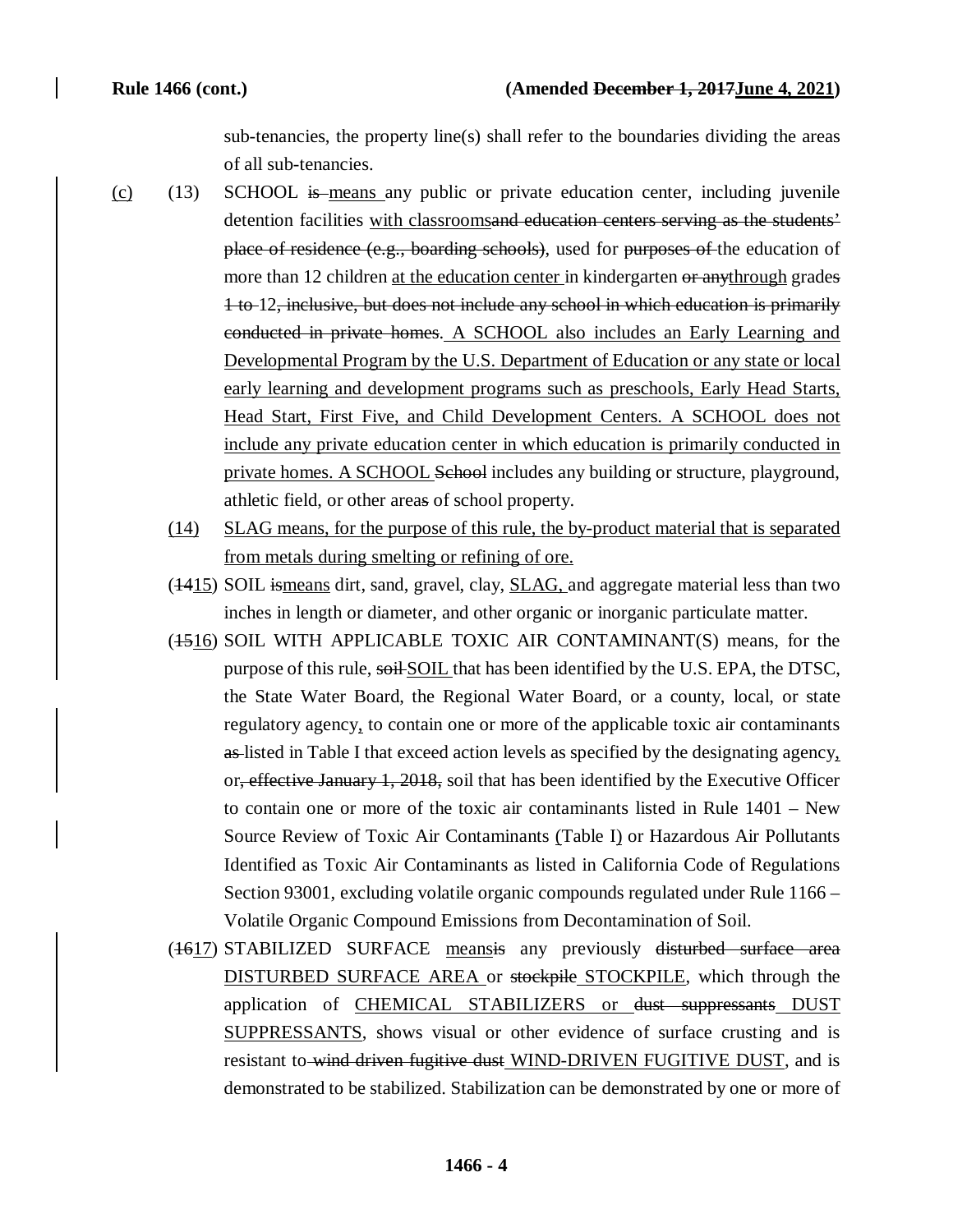sub-tenancies, the property line(s) shall refer to the boundaries dividing the areas of all sub-tenancies.

(c) (13) SCHOOL ~~is~~ means any public or private education center, including juvenile detention facilities with classrooms~~and education centers serving as the students' place of residence (e.g., boarding schools)~~, used for ~~purposes of~~ the education of more than 12 children at the education center in kindergarten ~~or any~~through grade~~s~~ ~~1 to~~ 12~~, inclusive, but does not include any school in which education is primarily conducted in private homes~~. A SCHOOL also includes an Early Learning and Developmental Program by the U.S. Department of Education or any state or local early learning and development programs such as preschools, Early Head Starts, Head Start, First Five, and Child Development Centers. A SCHOOL does not include any private education center in which education is primarily conducted in private homes. A SCHOOL ~~School~~ includes any building or structure, playground, athletic field, or other area~~s~~ of school property.

(14) SLAG means, for the purpose of this rule, the by-product material that is separated from metals during smelting or refining of ore.

(~~14~~15) SOIL ~~is~~means dirt, sand, gravel, clay, SLAG, and aggregate material less than two inches in length or diameter, and other organic or inorganic particulate matter.

(~~15~~16) SOIL WITH APPLICABLE TOXIC AIR CONTAMINANT(S) means, for the purpose of this rule, ~~soil~~ SOIL that has been identified by the U.S. EPA, the DTSC, the State Water Board, the Regional Water Board, or a county, local, or state regulatory agency, to contain one or more of the applicable toxic air contaminants ~~as~~ listed in Table I that exceed action levels as specified by the designating agency, or~~, effective January 1, 2018,~~ soil that has been identified by the Executive Officer to contain one or more of the toxic air contaminants listed in Rule 1401 – New Source Review of Toxic Air Contaminants (Table I) or Hazardous Air Pollutants Identified as Toxic Air Contaminants as listed in California Code of Regulations Section 93001, excluding volatile organic compounds regulated under Rule 1166 – Volatile Organic Compound Emissions from Decontamination of Soil.

(~~16~~17) STABILIZED SURFACE means~~is~~ any previously ~~disturbed surface area~~ DISTURBED SURFACE AREA or ~~stockpile~~ STOCKPILE, which through the application of CHEMICAL STABILIZERS or ~~dust suppressants~~ DUST SUPPRESSANTS, shows visual or other evidence of surface crusting and is resistant to ~~wind driven fugitive dust~~ WIND-DRIVEN FUGITIVE DUST, and is demonstrated to be stabilized. Stabilization can be demonstrated by one or more of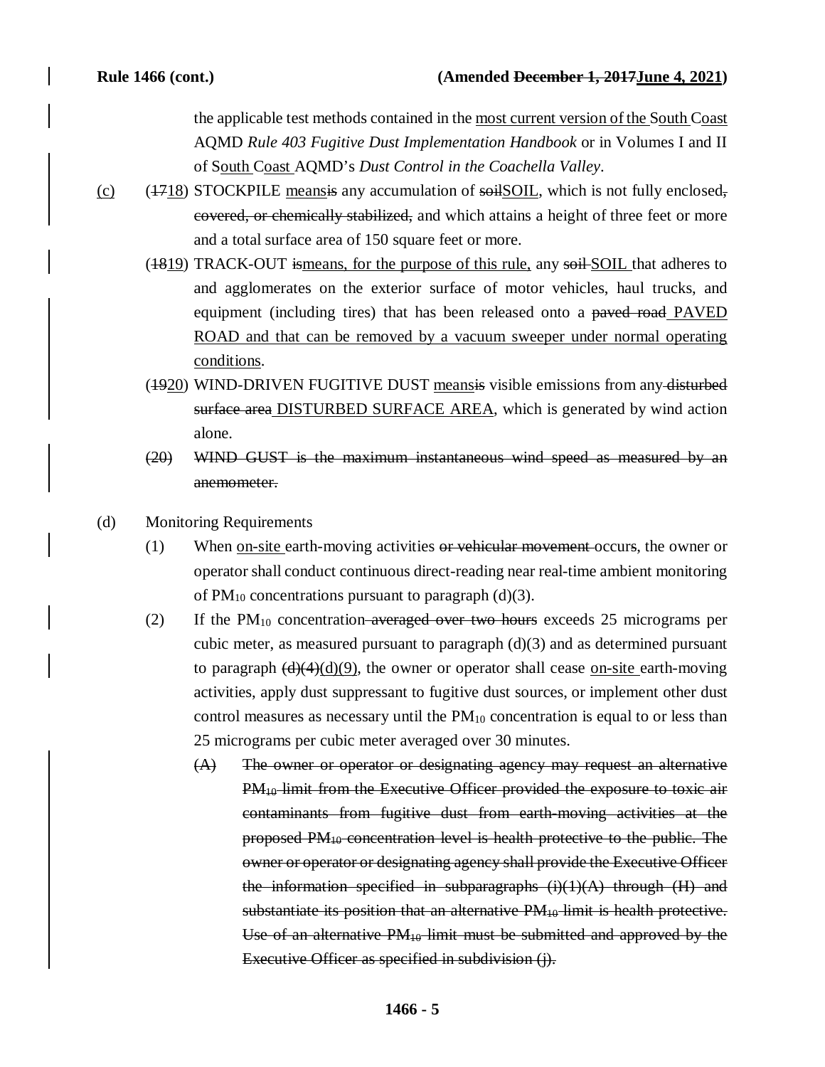the applicable test methods contained in the most current version of the South Coast AQMD *Rule 403 Fugitive Dust Implementation Handbook* or in Volumes I and II of South Coast AQMD's *Dust Control in the Coachella Valley*.

(c) (1718) STOCKPILE meansis any accumulation of soilSOIL, which is not fully enclosed, covered, or chemically stabilized, and which attains a height of three feet or more and a total surface area of 150 square feet or more.

(1819) TRACK-OUT ismeans, for the purpose of this rule, any soil SOIL that adheres to and agglomerates on the exterior surface of motor vehicles, haul trucks, and equipment (including tires) that has been released onto a paved road PAVED ROAD and that can be removed by a vacuum sweeper under normal operating conditions.

(1920) WIND-DRIVEN FUGITIVE DUST meansis visible emissions from any disturbed surface area DISTURBED SURFACE AREA, which is generated by wind action alone.

~~(20) WIND GUST is the maximum instantaneous wind speed as measured by an anemometer.~~

(d) Monitoring Requirements

(1) When on-site earth-moving activities ~~or vehicular movement~~ occurs, the owner or operator shall conduct continuous direct-reading near real-time ambient monitoring of $PM_{10}$ concentrations pursuant to paragraph (d)(3).

(2) If the $PM_{10}$ concentration ~~averaged over two hours~~ exceeds 25 micrograms per cubic meter, as measured pursuant to paragraph (d)(3) and as determined pursuant to paragraph ~~(d)(4)~~(d)(9), the owner or operator shall cease on-site earth-moving activities, apply dust suppressant to fugitive dust sources, or implement other dust control measures as necessary until the $PM_{10}$ concentration is equal to or less than 25 micrograms per cubic meter averaged over 30 minutes.

~~(A) The owner or operator or designating agency may request an alternative $PM_{10}$ limit from the Executive Officer provided the exposure to toxic air contaminants from fugitive dust from earth-moving activities at the proposed $PM_{10}$ concentration level is health protective to the public. The owner or operator or designating agency shall provide the Executive Officer the information specified in subparagraphs (i)(1)(A) through (H) and substantiate its position that an alternative $PM_{10}$ limit is health protective. Use of an alternative $PM_{10}$ limit must be submitted and approved by the Executive Officer as specified in subdivision (j).~~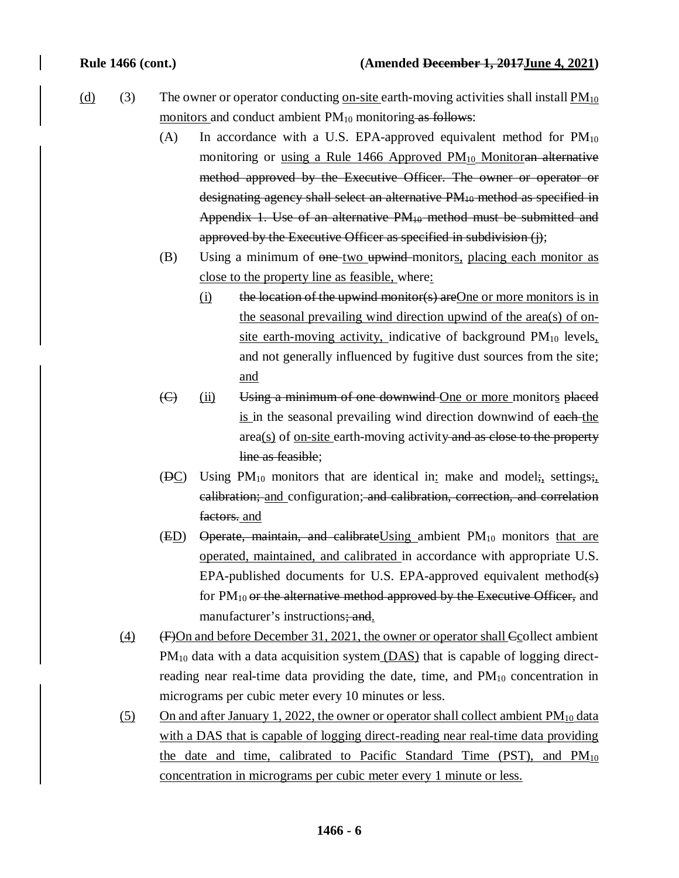(d) (3) The owner or operator conducting on-site earth-moving activities shall install $PM_{10}$ monitors and conduct ambient $PM_{10}$ monitoring as follows:

(A) In accordance with a U.S. EPA-approved equivalent method for $PM_{10}$ monitoring or using a Rule 1466 Approved $PM_{10}$ Monitoran alternative method approved by the Executive Officer. The owner or operator or designating agency shall select an alternative $PM_{10}$ method as specified in Appendix 1. Use of an alternative $PM_{10}$ method must be submitted and approved by the Executive Officer as specified in subdivision (j);

(B) Using a minimum of one two upwind monitors, placing each monitor as close to the property line as feasible, where:

(i) the location of the upwind monitor(s) areOne or more monitors is in the seasonal prevailing wind direction upwind of the area(s) of on-site earth-moving activity, indicative of background $PM_{10}$ levels, and not generally influenced by fugitive dust sources from the site; and

(C) (ii) Using a minimum of one downwind One or more monitors placed is in the seasonal prevailing wind direction downwind of each the area(s) of on-site earth-moving activity and as close to the property line as feasible;

(DC) Using $PM_{10}$ monitors that are identical in: make and model;, settings;, calibration; and configuration; and calibration, correction, and correlation factors. and

(ED) Operate, maintain, and calibrateUsing ambient $PM_{10}$ monitors that are operated, maintained, and calibrated in accordance with appropriate U.S. EPA-published documents for U.S. EPA-approved equivalent method(s) for $PM_{10}$ or the alternative method approved by the Executive Officer, and manufacturer's instructions; and.

(4) (F)On and before December 31, 2021, the owner or operator shall Ccollect ambient $PM_{10}$ data with a data acquisition system (DAS) that is capable of logging direct-reading near real-time data providing the date, time, and $PM_{10}$ concentration in micrograms per cubic meter every 10 minutes or less.

(5) On and after January 1, 2022, the owner or operator shall collect ambient $PM_{10}$ data with a DAS that is capable of logging direct-reading near real-time data providing the date and time, calibrated to Pacific Standard Time (PST), and $PM_{10}$ concentration in micrograms per cubic meter every 1 minute or less.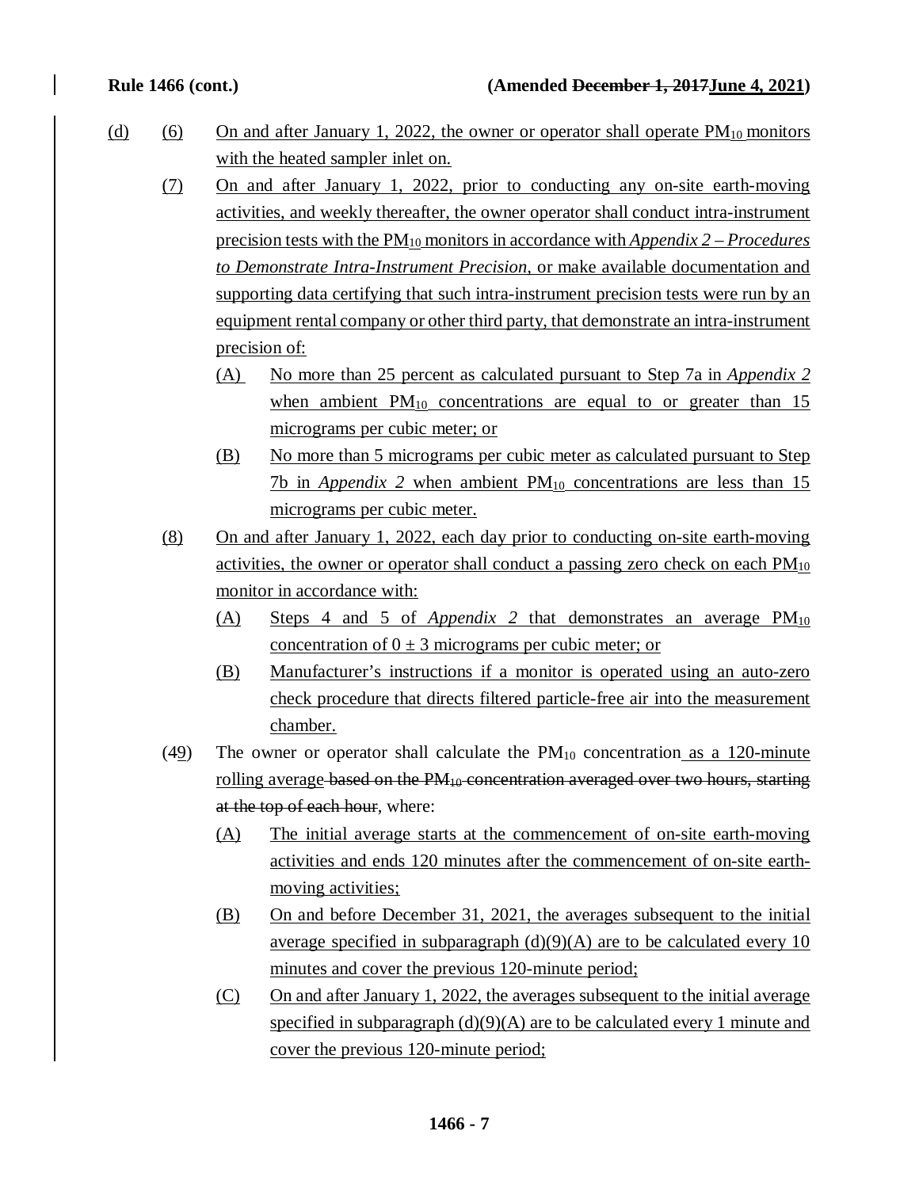(d) (6) On and after January 1, 2022, the owner or operator shall operate $PM_{10}$ monitors with the heated sampler inlet on.

(7) On and after January 1, 2022, prior to conducting any on-site earth-moving activities, and weekly thereafter, the owner operator shall conduct intra-instrument precision tests with the $PM_{10}$ monitors in accordance with *Appendix 2 – Procedures to Demonstrate Intra-Instrument Precision*, or make available documentation and supporting data certifying that such intra-instrument precision tests were run by an equipment rental company or other third party, that demonstrate an intra-instrument precision of:

(A) No more than 25 percent as calculated pursuant to Step 7a in *Appendix 2* when ambient $PM_{10}$ concentrations are equal to or greater than 15 micrograms per cubic meter; or

(B) No more than 5 micrograms per cubic meter as calculated pursuant to Step 7b in *Appendix 2* when ambient $PM_{10}$ concentrations are less than 15 micrograms per cubic meter.

(8) On and after January 1, 2022, each day prior to conducting on-site earth-moving activities, the owner or operator shall conduct a passing zero check on each $PM_{10}$ monitor in accordance with:

(A) Steps 4 and 5 of *Appendix 2* that demonstrates an average $PM_{10}$ concentration of $0 \pm 3$ micrograms per cubic meter; or

(B) Manufacturer's instructions if a monitor is operated using an auto-zero check procedure that directs filtered particle-free air into the measurement chamber.

(~~4~~9) The owner or operator shall calculate the $PM_{10}$ concentration as a 120-minute rolling average ~~based on the $PM_{10}$ concentration averaged over two hours, starting at the top of each hour~~, where:

(A) The initial average starts at the commencement of on-site earth-moving activities and ends 120 minutes after the commencement of on-site earth-moving activities;

(B) On and before December 31, 2021, the averages subsequent to the initial average specified in subparagraph (d)(9)(A) are to be calculated every 10 minutes and cover the previous 120-minute period;

(C) On and after January 1, 2022, the averages subsequent to the initial average specified in subparagraph (d)(9)(A) are to be calculated every 1 minute and cover the previous 120-minute period;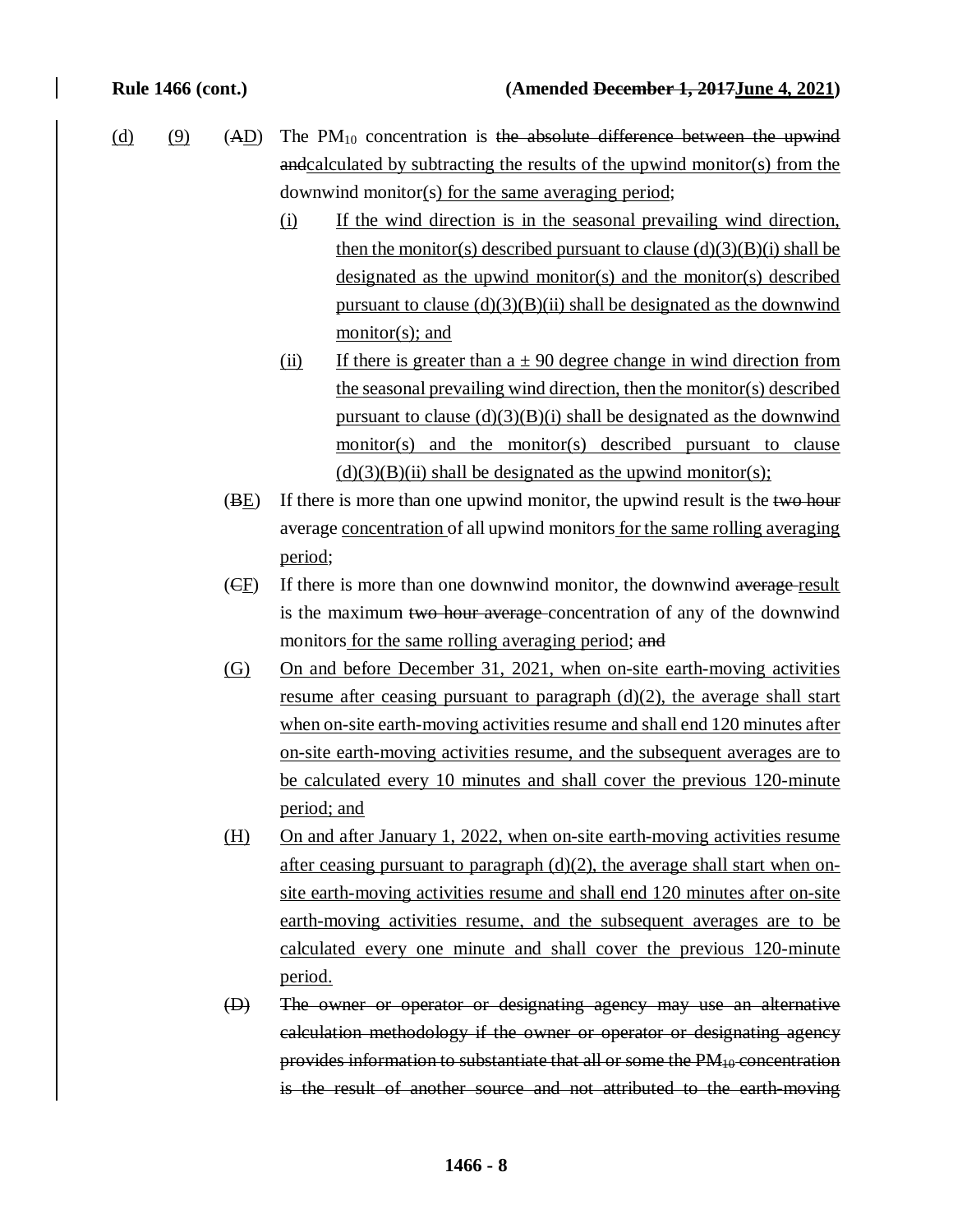(d) (9) (~~A~~D) The $PM_{10}$ concentration is ~~the absolute difference between the upwind and~~calculated by subtracting the results of the upwind monitor(s) from the downwind monitor(s) for the same averaging period;

(i) If the wind direction is in the seasonal prevailing wind direction, then the monitor(s) described pursuant to clause (d)(3)(B)(i) shall be designated as the upwind monitor(s) and the monitor(s) described pursuant to clause (d)(3)(B)(ii) shall be designated as the downwind monitor(s); and

(ii) If there is greater than a ± 90 degree change in wind direction from the seasonal prevailing wind direction, then the monitor(s) described pursuant to clause (d)(3)(B)(i) shall be designated as the downwind monitor(s) and the monitor(s) described pursuant to clause (d)(3)(B)(ii) shall be designated as the upwind monitor(s);

(~~B~~E) If there is more than one upwind monitor, the upwind result is the ~~two hour~~ average concentration of all upwind monitors for the same rolling averaging period;

(~~C~~F) If there is more than one downwind monitor, the downwind ~~average~~ result is the maximum ~~two hour average~~ concentration of any of the downwind monitors for the same rolling averaging period; ~~and~~

(G) On and before December 31, 2021, when on-site earth-moving activities resume after ceasing pursuant to paragraph (d)(2), the average shall start when on-site earth-moving activities resume and shall end 120 minutes after on-site earth-moving activities resume, and the subsequent averages are to be calculated every 10 minutes and shall cover the previous 120-minute period; and

(H) On and after January 1, 2022, when on-site earth-moving activities resume after ceasing pursuant to paragraph (d)(2), the average shall start when on-site earth-moving activities resume and shall end 120 minutes after on-site earth-moving activities resume, and the subsequent averages are to be calculated every one minute and shall cover the previous 120-minute period.

~~(D) The owner or operator or designating agency may use an alternative calculation methodology if the owner or operator or designating agency provides information to substantiate that all or some the $PM_{10}$ concentration is the result of another source and not attributed to the earth-moving~~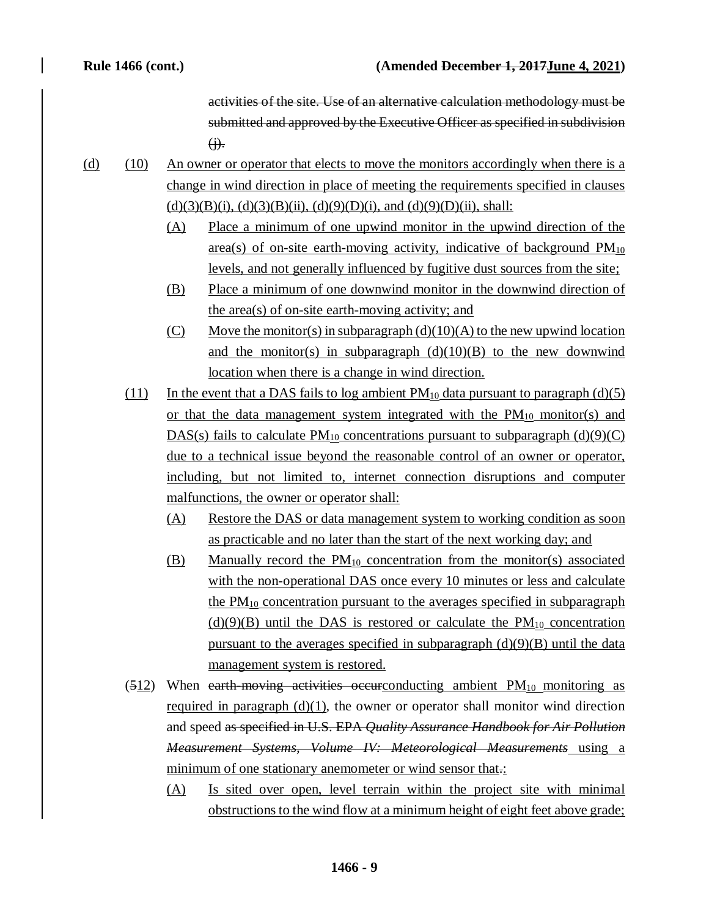~~activities of the site. Use of an alternative calculation methodology must be submitted and approved by the Executive Officer as specified in subdivision (j).~~

<u>(d)</u> <u>(10)</u> <u>An owner or operator that elects to move the monitors accordingly when there is a change in wind direction in place of meeting the requirements specified in clauses (d)(3)(B)(i), (d)(3)(B)(ii), (d)(9)(D)(i), and (d)(9)(D)(ii), shall:</u>

<u>(A)</u> <u>Place a minimum of one upwind monitor in the upwind direction of the area(s) of on-site earth-moving activity, indicative of background $PM_{10}$ levels, and not generally influenced by fugitive dust sources from the site;</u>

<u>(B)</u> <u>Place a minimum of one downwind monitor in the downwind direction of the area(s) of on-site earth-moving activity; and</u>

<u>(C)</u> <u>Move the monitor(s) in subparagraph (d)(10)(A) to the new upwind location and the monitor(s) in subparagraph (d)(10)(B) to the new downwind location when there is a change in wind direction.</u>

<u>(11)</u> <u>In the event that a DAS fails to log ambient $PM_{10}$ data pursuant to paragraph (d)(5) or that the data management system integrated with the $PM_{10}$ monitor(s) and DAS(s) fails to calculate $PM_{10}$ concentrations pursuant to subparagraph (d)(9)(C) due to a technical issue beyond the reasonable control of an owner or operator, including, but not limited to, internet connection disruptions and computer malfunctions, the owner or operator shall:</u>

<u>(A)</u> <u>Restore the DAS or data management system to working condition as soon as practicable and no later than the start of the next working day; and</u>

<u>(B)</u> <u>Manually record the $PM_{10}$ concentration from the monitor(s) associated with the non-operational DAS once every 10 minutes or less and calculate the $PM_{10}$ concentration pursuant to the averages specified in subparagraph (d)(9)(B) until the DAS is restored or calculate the $PM_{10}$ concentration pursuant to the averages specified in subparagraph (d)(9)(B) until the data management system is restored.</u>

(~~5~~<u>12</u>) When ~~earth-moving activities occur~~<u>conducting ambient $PM_{10}$ monitoring as required in paragraph (d)(1)</u>, the owner or operator shall monitor wind direction and speed ~~as specified in U.S. EPA *Quality Assurance Handbook for Air Pollution Measurement Systems, Volume IV: Meteorological Measurements*~~ <u>using a minimum of one stationary anemometer or wind sensor that</u>~~.~~<u>:</u>

<u>(A)</u> <u>Is sited over open, level terrain within the project site with minimal obstructions to the wind flow at a minimum height of eight feet above grade;</u>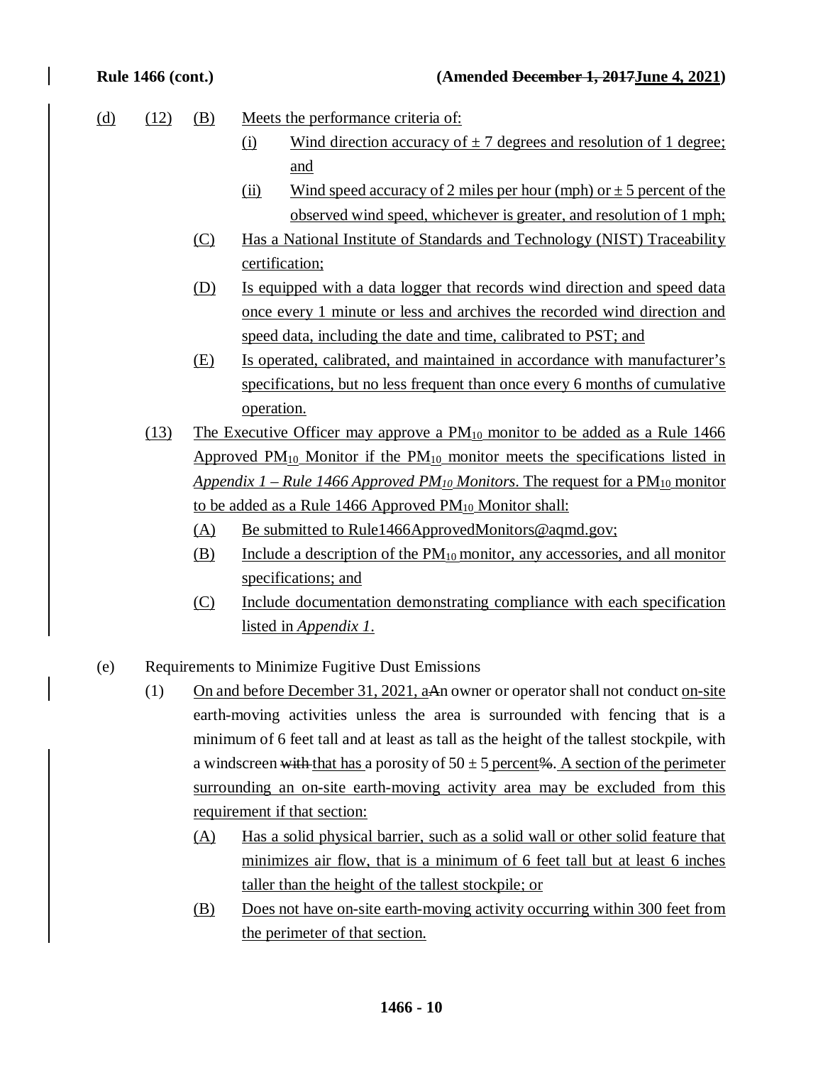(d) (12) (B) Meets the performance criteria of:

(i) Wind direction accuracy of ± 7 degrees and resolution of 1 degree; and

(ii) Wind speed accuracy of 2 miles per hour (mph) or ± 5 percent of the observed wind speed, whichever is greater, and resolution of 1 mph;

(C) Has a National Institute of Standards and Technology (NIST) Traceability certification;

(D) Is equipped with a data logger that records wind direction and speed data once every 1 minute or less and archives the recorded wind direction and speed data, including the date and time, calibrated to PST; and

(E) Is operated, calibrated, and maintained in accordance with manufacturer's specifications, but no less frequent than once every 6 months of cumulative operation.

(13) The Executive Officer may approve a $PM_{10}$ monitor to be added as a Rule 1466 Approved $PM_{10}$ Monitor if the $PM_{10}$ monitor meets the specifications listed in *Appendix 1 – Rule 1466 Approved $PM_{10}$ Monitors*. The request for a $PM_{10}$ monitor to be added as a Rule 1466 Approved $PM_{10}$ Monitor shall:

(A) Be submitted to Rule1466ApprovedMonitors@aqmd.gov;

(B) Include a description of the $PM_{10}$ monitor, any accessories, and all monitor specifications; and

(C) Include documentation demonstrating compliance with each specification listed in *Appendix 1*.

(e) Requirements to Minimize Fugitive Dust Emissions

(1) On and before December 31, 2021, aAn owner or operator shall not conduct on-site earth-moving activities unless the area is surrounded with fencing that is a minimum of 6 feet tall and at least as tall as the height of the tallest stockpile, with a windscreen with that has a porosity of 50 ± 5 percent%. A section of the perimeter surrounding an on-site earth-moving activity area may be excluded from this requirement if that section:

(A) Has a solid physical barrier, such as a solid wall or other solid feature that minimizes air flow, that is a minimum of 6 feet tall but at least 6 inches taller than the height of the tallest stockpile; or

(B) Does not have on-site earth-moving activity occurring within 300 feet from the perimeter of that section.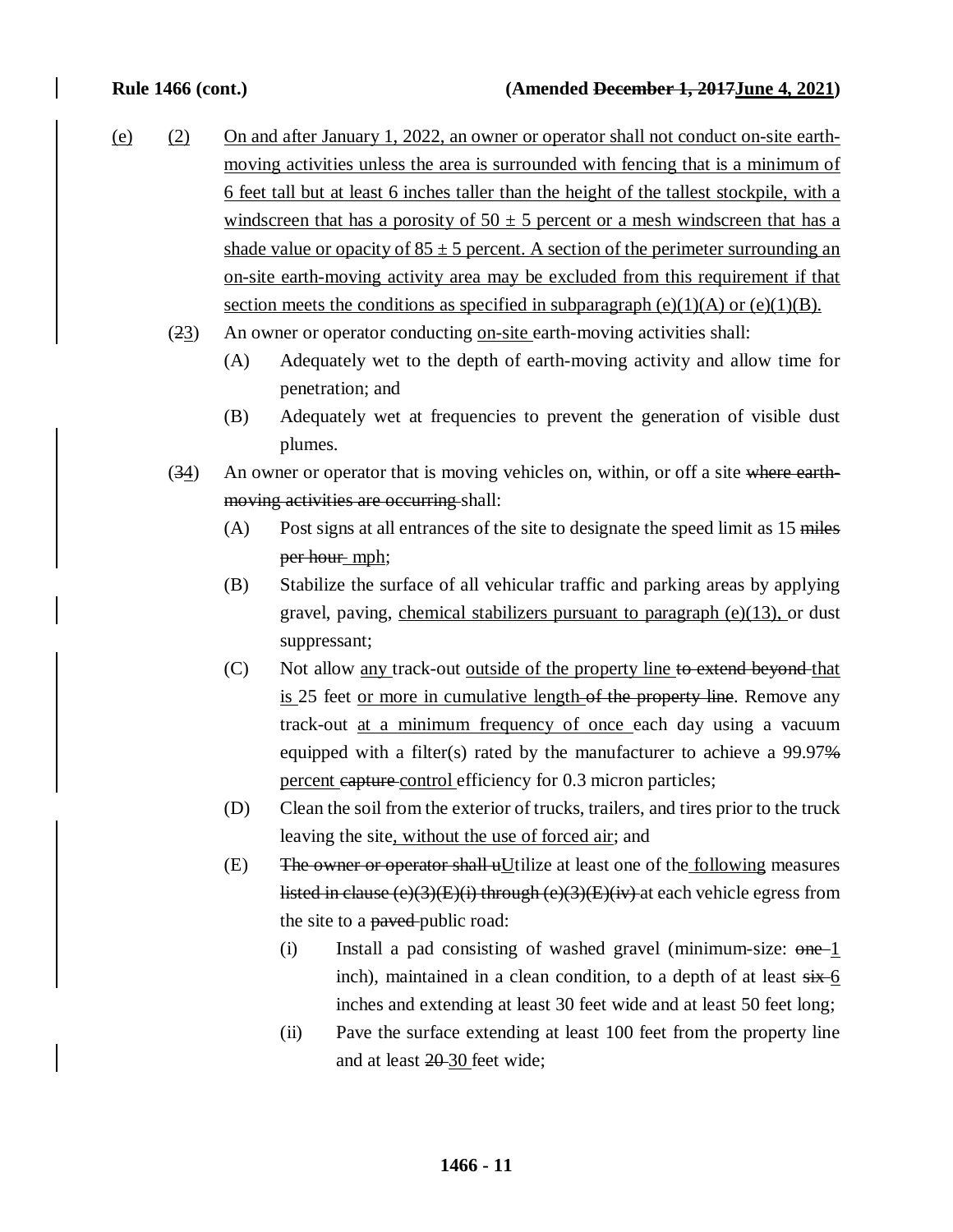<u>(e)</u> <u>(2)</u> <u>On and after January 1, 2022, an owner or operator shall not conduct on-site earth-moving activities unless the area is surrounded with fencing that is a minimum of 6 feet tall but at least 6 inches taller than the height of the tallest stockpile, with a windscreen that has a porosity of 50 ± 5 percent or a mesh windscreen that has a shade value or opacity of 85 ± 5 percent. A section of the perimeter surrounding an on-site earth-moving activity area may be excluded from this requirement if that section meets the conditions as specified in subparagraph (e)(1)(A) or (e)(1)(B).</u>

(~~2~~<u>3</u>) An owner or operator conducting <u>on-site</u> earth-moving activities shall:

- (A) Adequately wet to the depth of earth-moving activity and allow time for penetration; and
- (B) Adequately wet at frequencies to prevent the generation of visible dust plumes.

(~~3~~<u>4</u>) An owner or operator that is moving vehicles on, within, or off a site ~~where earth-moving activities are occurring~~ shall:

- (A) Post signs at all entrances of the site to designate the speed limit as 15 ~~miles per hour~~ <u>mph</u>;
- (B) Stabilize the surface of all vehicular traffic and parking areas by applying gravel, paving, <u>chemical stabilizers pursuant to paragraph (e)(13),</u> or dust suppressant;
- (C) Not allow <u>any</u> track-out <u>outside of the property line</u> ~~to extend beyond~~ <u>that is</u> 25 feet <u>or more in cumulative length</u> ~~of the property line~~. Remove any track-out <u>at a minimum frequency of once</u> each day using a vacuum equipped with a filter(s) rated by the manufacturer to achieve a 99.97~~%~~ <u>percent</u> ~~capture~~ <u>control</u> efficiency for 0.3 micron particles;
- (D) Clean the soil from the exterior of trucks, trailers, and tires prior to the truck leaving the site<u>, without the use of forced air</u>; and
- (E) ~~The owner or operator shall u~~<u>U</u>tilize at least one of the <u>following</u> measures ~~listed in clause (e)(3)(E)(i) through (e)(3)(E)(iv)~~ at each vehicle egress from the site to a ~~paved~~ public road:
  - (i) Install a pad consisting of washed gravel (minimum-size: ~~one~~ <u>1</u> inch), maintained in a clean condition, to a depth of at least ~~six~~ <u>6</u> inches and extending at least 30 feet wide and at least 50 feet long;
  - (ii) Pave the surface extending at least 100 feet from the property line and at least ~~20~~ <u>30</u> feet wide;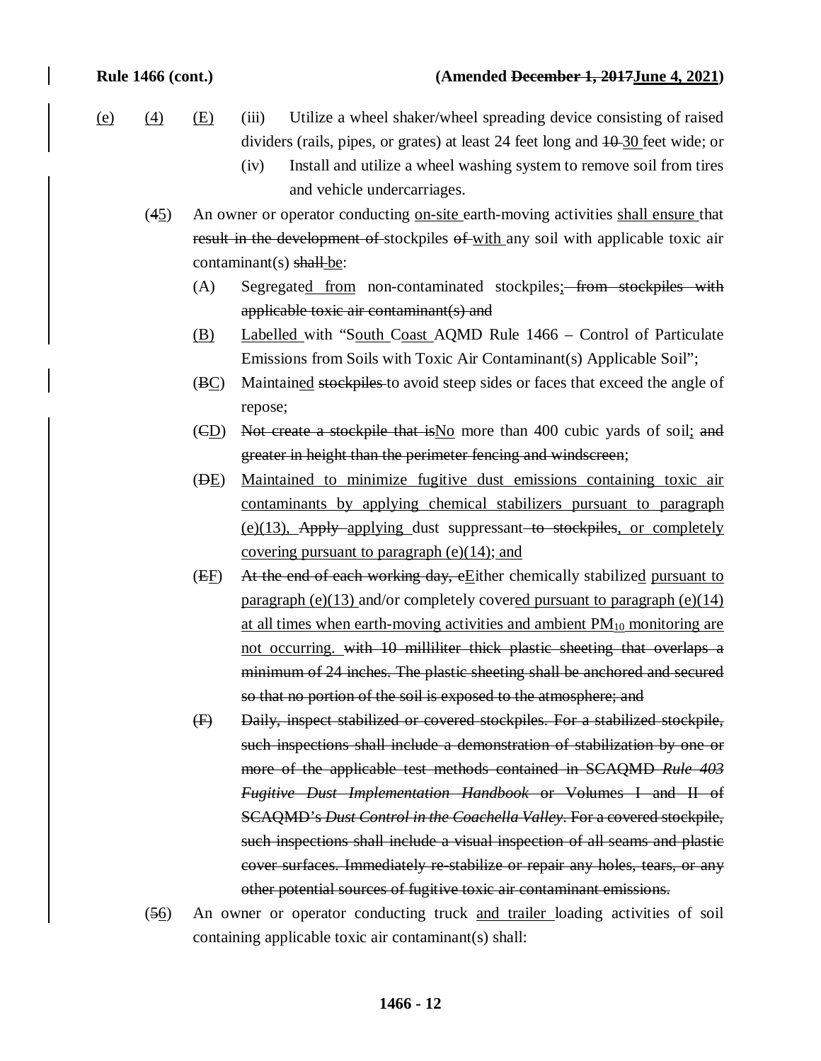(e) (4) (E) (iii) Utilize a wheel shaker/wheel spreading device consisting of raised dividers (rails, pipes, or grates) at least 24 feet long and ~~10~~ 30 feet wide; or

(iv) Install and utilize a wheel washing system to remove soil from tires and vehicle undercarriages.

(~~4~~5) An owner or operator conducting on-site earth-moving activities shall ensure that ~~result in the development of~~ stockpiles ~~of~~ with any soil with applicable toxic air contaminant(s) ~~shall~~ be:

(A) Segregated from non-contaminated stockpiles; ~~from stockpiles with applicable toxic air contaminant(s) and~~

(B) Labelled with "South Coast AQMD Rule 1466 – Control of Particulate Emissions from Soils with Toxic Air Contaminant(s) Applicable Soil";

(~~B~~C) Maintained ~~stockpiles~~ to avoid steep sides or faces that exceed the angle of repose;

(~~C~~D) ~~Not create a stockpile that is~~No more than 400 cubic yards of soil; ~~and greater in height than the perimeter fencing and windscreen~~;

(~~D~~E) Maintained to minimize fugitive dust emissions containing toxic air contaminants by applying chemical stabilizers pursuant to paragraph (e)(13), ~~Apply~~ applying dust suppressant ~~to stockpiles~~, or completely covering pursuant to paragraph (e)(14); and

(~~E~~F) ~~At the end of each working day, e~~Either chemically stabilized pursuant to paragraph (e)(13) and/or completely covered pursuant to paragraph (e)(14) at all times when earth-moving activities and ambient $PM_{10}$ monitoring are not occurring. ~~with 10 milliliter thick plastic sheeting that overlaps a minimum of 24 inches. The plastic sheeting shall be anchored and secured so that no portion of the soil is exposed to the atmosphere; and~~

~~(F) Daily, inspect stabilized or covered stockpiles. For a stabilized stockpile, such inspections shall include a demonstration of stabilization by one or more of the applicable test methods contained in SCAQMD *Rule 403 Fugitive Dust Implementation Handbook* or Volumes I and II of SCAQMD's *Dust Control in the Coachella Valley*. For a covered stockpile, such inspections shall include a visual inspection of all seams and plastic cover surfaces. Immediately re-stabilize or repair any holes, tears, or any other potential sources of fugitive toxic air contaminant emissions.~~

(~~5~~6) An owner or operator conducting truck and trailer loading activities of soil containing applicable toxic air contaminant(s) shall: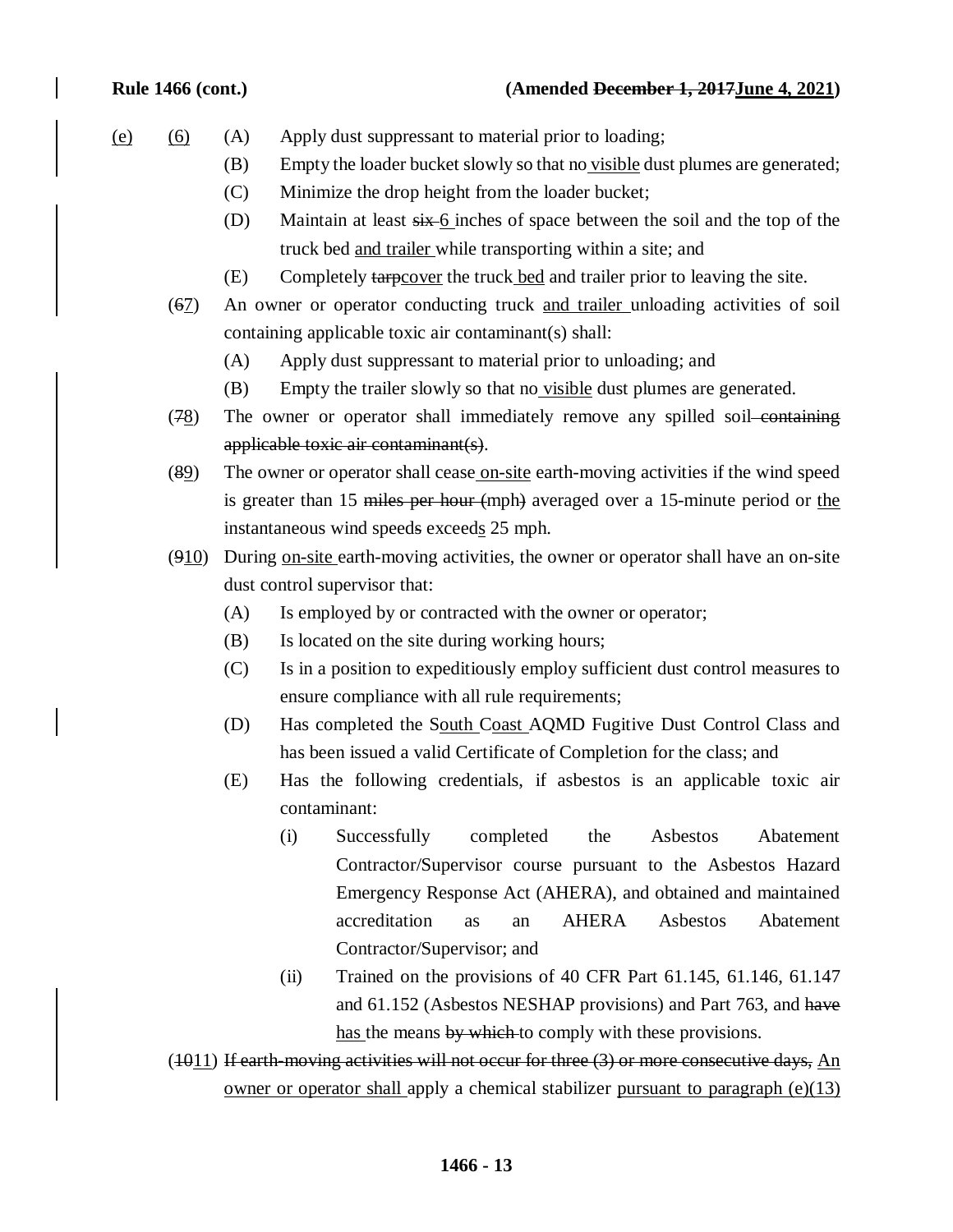(e) (6)
- (A) Apply dust suppressant to material prior to loading;
- (B) Empty the loader bucket slowly so that no <u>visible</u> dust plumes are generated;
- (C) Minimize the drop height from the loader bucket;
- (D) Maintain at least ~~six~~ <u>6</u> inches of space between the soil and the top of the truck bed <u>and trailer</u> while transporting within a site; and
- (E) Completely ~~tarp~~<u>cover</u> the truck <u>bed</u> and trailer prior to leaving the site.

(~~6~~<u>7</u>) An owner or operator conducting truck <u>and trailer</u> unloading activities of soil containing applicable toxic air contaminant(s) shall:

- (A) Apply dust suppressant to material prior to unloading; and
- (B) Empty the trailer slowly so that no <u>visible</u> dust plumes are generated.

(~~7~~<u>8</u>) The owner or operator shall immediately remove any spilled soil ~~containing applicable toxic air contaminant(s)~~.

(~~8~~<u>9</u>) The owner or operator shall cease <u>on-site</u> earth-moving activities if the wind speed is greater than 15 ~~miles per hour (~~mph~~)~~ averaged over a 15-minute period or <u>the</u> instantaneous wind speed~~s~~ exceed<u>s</u> 25 mph.

(~~9~~<u>10</u>) During <u>on-site</u> earth-moving activities, the owner or operator shall have an on-site dust control supervisor that:

- (A) Is employed by or contracted with the owner or operator;
- (B) Is located on the site during working hours;
- (C) Is in a position to expeditiously employ sufficient dust control measures to ensure compliance with all rule requirements;
- (D) Has completed the S<u>outh</u> C<u>oast</u> AQMD Fugitive Dust Control Class and has been issued a valid Certificate of Completion for the class; and
- (E) Has the following credentials, if asbestos is an applicable toxic air contaminant:
  - (i) Successfully completed the Asbestos Abatement Contractor/Supervisor course pursuant to the Asbestos Hazard Emergency Response Act (AHERA), and obtained and maintained accreditation as an AHERA Asbestos Abatement Contractor/Supervisor; and
  - (ii) Trained on the provisions of 40 CFR Part 61.145, 61.146, 61.147 and 61.152 (Asbestos NESHAP provisions) and Part 763, and ~~have~~ <u>has</u> the means ~~by which~~ to comply with these provisions.

(~~10~~<u>11</u>) ~~If earth-moving activities will not occur for three (3) or more consecutive days,~~ <u>An owner or operator shall</u> apply a chemical stabilizer <u>pursuant to paragraph (e)(13)</u>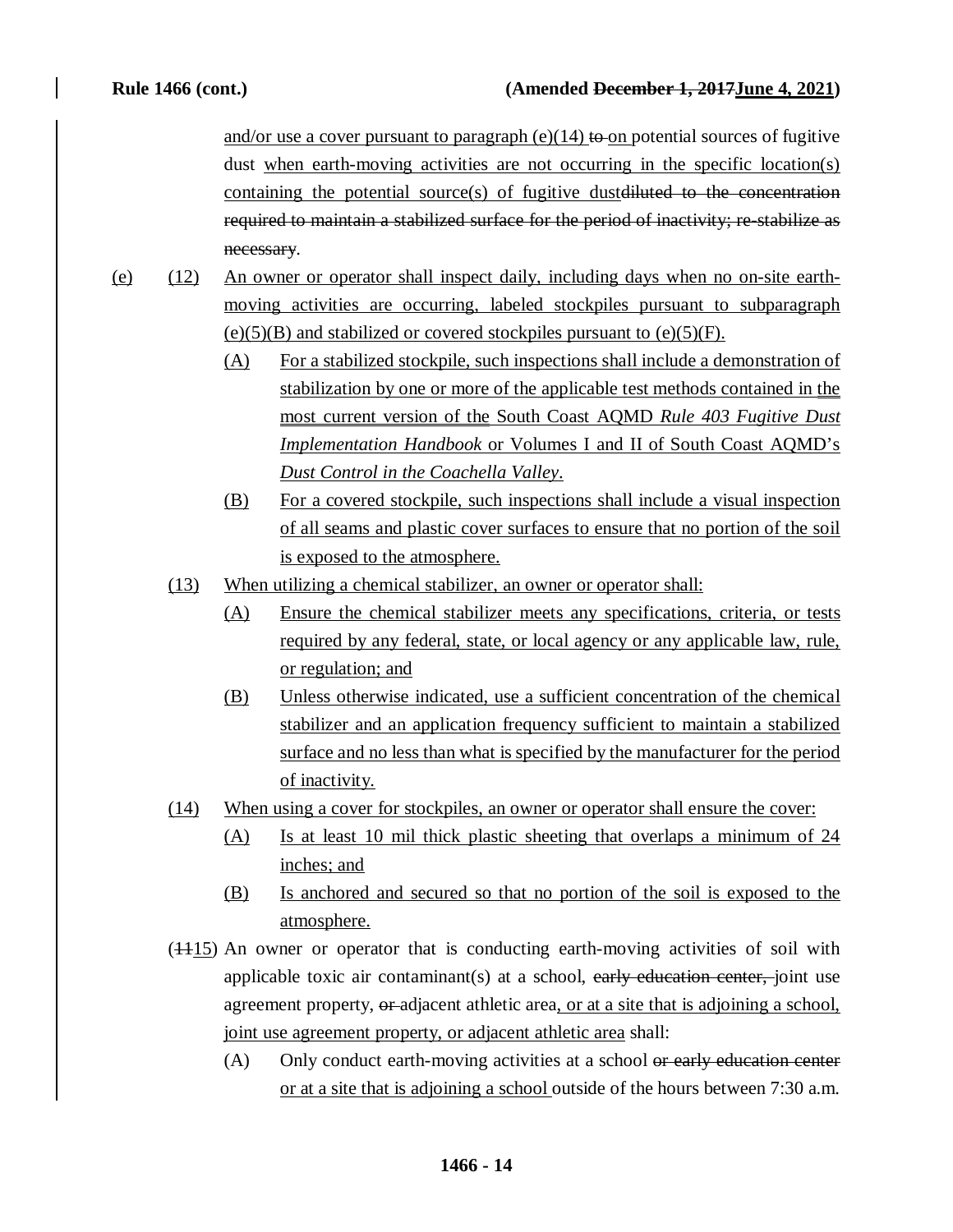and/or use a cover pursuant to paragraph (e)(14) ~~to~~ on potential sources of fugitive dust when earth-moving activities are not occurring in the specific location(s) containing the potential source(s) of fugitive dust~~diluted to the concentration required to maintain a stabilized surface for the period of inactivity; re-stabilize as necessary~~.

(e) (12) An owner or operator shall inspect daily, including days when no on-site earth-moving activities are occurring, labeled stockpiles pursuant to subparagraph (e)(5)(B) and stabilized or covered stockpiles pursuant to (e)(5)(F).

(A) For a stabilized stockpile, such inspections shall include a demonstration of stabilization by one or more of the applicable test methods contained in the most current version of the South Coast AQMD *Rule 403 Fugitive Dust Implementation Handbook* or Volumes I and II of South Coast AQMD's *Dust Control in the Coachella Valley*.

(B) For a covered stockpile, such inspections shall include a visual inspection of all seams and plastic cover surfaces to ensure that no portion of the soil is exposed to the atmosphere.

(13) When utilizing a chemical stabilizer, an owner or operator shall:

(A) Ensure the chemical stabilizer meets any specifications, criteria, or tests required by any federal, state, or local agency or any applicable law, rule, or regulation; and

(B) Unless otherwise indicated, use a sufficient concentration of the chemical stabilizer and an application frequency sufficient to maintain a stabilized surface and no less than what is specified by the manufacturer for the period of inactivity.

(14) When using a cover for stockpiles, an owner or operator shall ensure the cover:

(A) Is at least 10 mil thick plastic sheeting that overlaps a minimum of 24 inches; and

(B) Is anchored and secured so that no portion of the soil is exposed to the atmosphere.

(~~11~~15) An owner or operator that is conducting earth-moving activities of soil with applicable toxic air contaminant(s) at a school, ~~early education center,~~ joint use agreement property, ~~or~~ adjacent athletic area, or at a site that is adjoining a school, joint use agreement property, or adjacent athletic area shall:

(A) Only conduct earth-moving activities at a school ~~or early education center~~ or at a site that is adjoining a school outside of the hours between 7:30 a.m.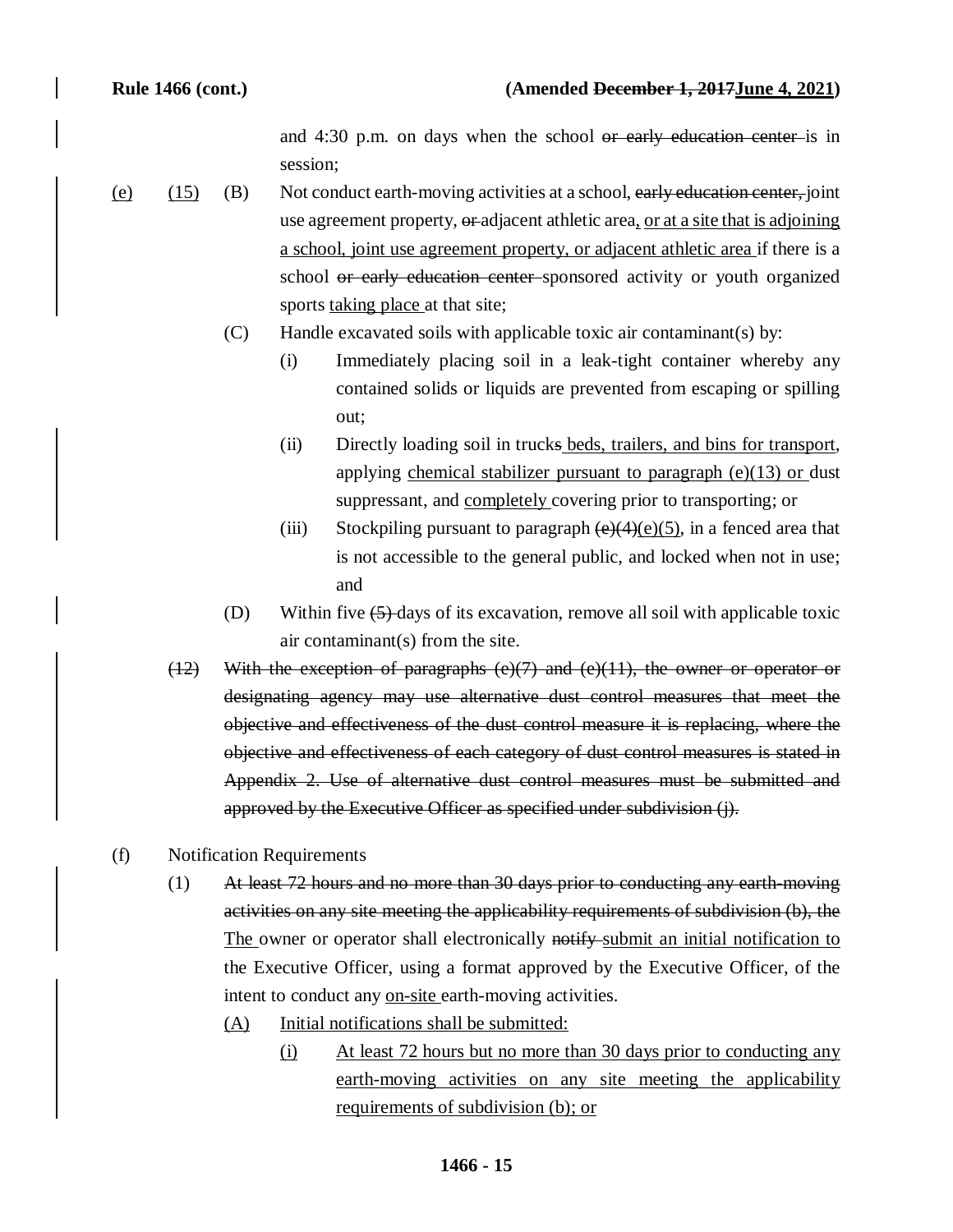and 4:30 p.m. on days when the school ~~or early education center~~ is in session;

(e) (15) (B) Not conduct earth-moving activities at a school, ~~early education center,~~ joint use agreement property, ~~or~~ adjacent athletic area, or at a site that is adjoining a school, joint use agreement property, or adjacent athletic area if there is a school ~~or early education center~~ sponsored activity or youth organized sports taking place at that site;

(C) Handle excavated soils with applicable toxic air contaminant(s) by:

(i) Immediately placing soil in a leak-tight container whereby any contained solids or liquids are prevented from escaping or spilling out;

(ii) Directly loading soil in truck~~s~~ beds, trailers, and bins for transport, applying chemical stabilizer pursuant to paragraph (e)(13) or dust suppressant, and completely covering prior to transporting; or

(iii) Stockpiling pursuant to paragraph ~~(e)(4)~~(e)(5), in a fenced area that is not accessible to the general public, and locked when not in use; and

(D) Within five ~~(5)~~ days of its excavation, remove all soil with applicable toxic air contaminant(s) from the site.

~~(12) With the exception of paragraphs (e)(7) and (e)(11), the owner or operator or designating agency may use alternative dust control measures that meet the objective and effectiveness of the dust control measure it is replacing, where the objective and effectiveness of each category of dust control measures is stated in Appendix 2. Use of alternative dust control measures must be submitted and approved by the Executive Officer as specified under subdivision (j).~~

(f) Notification Requirements

(1) ~~At least 72 hours and no more than 30 days prior to conducting any earth-moving activities on any site meeting the applicability requirements of subdivision (b), the~~ The owner or operator shall electronically ~~notify~~ submit an initial notification to the Executive Officer, using a format approved by the Executive Officer, of the intent to conduct any on-site earth-moving activities.

(A) Initial notifications shall be submitted:

(i) At least 72 hours but no more than 30 days prior to conducting any earth-moving activities on any site meeting the applicability requirements of subdivision (b); or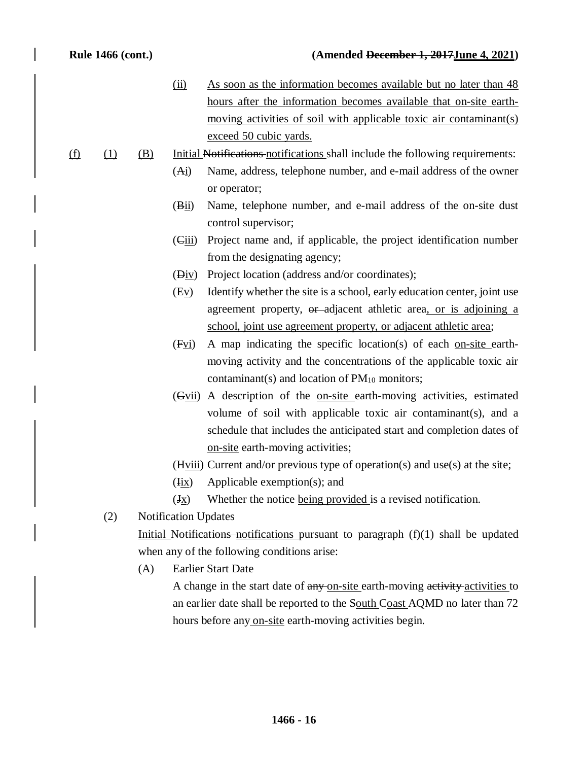(ii) As soon as the information becomes available but no later than 48 hours after the information becomes available that on-site earth-moving activities of soil with applicable toxic air contaminant(s) exceed 50 cubic yards.

(f) (1) (B) Initial ~~Notifications~~ notifications shall include the following requirements:

(~~A~~i) Name, address, telephone number, and e-mail address of the owner or operator;

(~~B~~ii) Name, telephone number, and e-mail address of the on-site dust control supervisor;

(~~C~~iii) Project name and, if applicable, the project identification number from the designating agency;

(~~D~~iv) Project location (address and/or coordinates);

(~~E~~v) Identify whether the site is a school, ~~early education center,~~ joint use agreement property, ~~or~~ adjacent athletic area, or is adjoining a school, joint use agreement property, or adjacent athletic area;

(~~F~~vi) A map indicating the specific location(s) of each on-site earth-moving activity and the concentrations of the applicable toxic air contaminant(s) and location of $PM_{10}$ monitors;

(~~G~~vii) A description of the on-site earth-moving activities, estimated volume of soil with applicable toxic air contaminant(s), and a schedule that includes the anticipated start and completion dates of on-site earth-moving activities;

(~~H~~viii) Current and/or previous type of operation(s) and use(s) at the site;

(~~I~~ix) Applicable exemption(s); and

(~~J~~x) Whether the notice being provided is a revised notification.

(2) Notification Updates

Initial ~~Notifications~~ notifications pursuant to paragraph (f)(1) shall be updated when any of the following conditions arise:

(A) Earlier Start Date

A change in the start date of ~~any~~ on-site earth-moving ~~activity~~ activities to an earlier date shall be reported to the South Coast AQMD no later than 72 hours before any on-site earth-moving activities begin.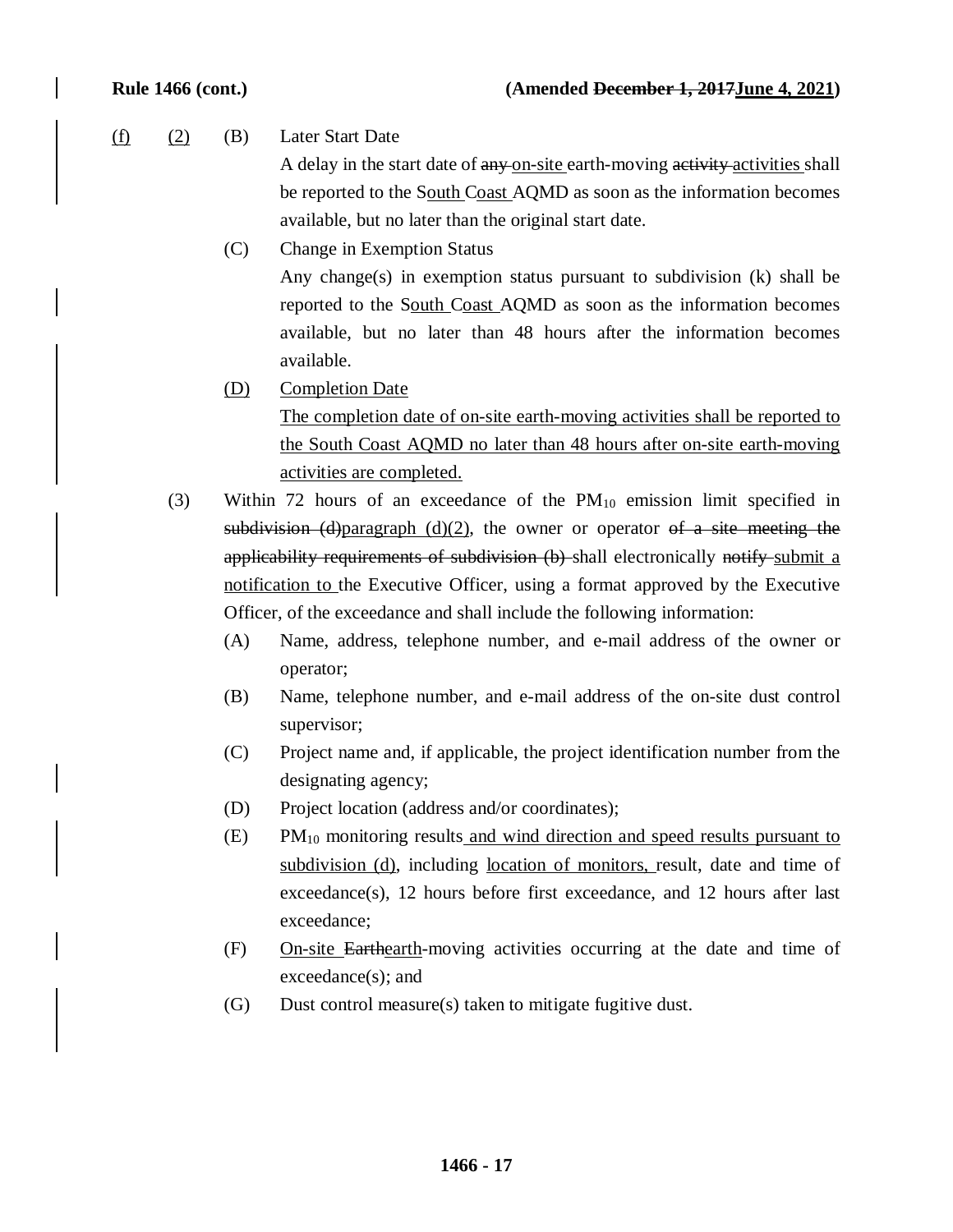(f) (2) (B) Later Start Date

A delay in the start date of ~~any~~ on-site earth-moving ~~activity~~ activities shall be reported to the South Coast AQMD as soon as the information becomes available, but no later than the original start date.

(C) Change in Exemption Status

Any change(s) in exemption status pursuant to subdivision (k) shall be reported to the South Coast AQMD as soon as the information becomes available, but no later than 48 hours after the information becomes available.

(D) Completion Date

The completion date of on-site earth-moving activities shall be reported to the South Coast AQMD no later than 48 hours after on-site earth-moving activities are completed.

(3) Within 72 hours of an exceedance of the $PM_{10}$ emission limit specified in ~~subdivision (d)~~paragraph (d)(2), the owner or operator ~~of a site meeting the applicability requirements of subdivision (b)~~ shall electronically ~~notify~~ submit a notification to the Executive Officer, using a format approved by the Executive Officer, of the exceedance and shall include the following information:

(A) Name, address, telephone number, and e-mail address of the owner or operator;

(B) Name, telephone number, and e-mail address of the on-site dust control supervisor;

(C) Project name and, if applicable, the project identification number from the designating agency;

(D) Project location (address and/or coordinates);

(E) $PM_{10}$ monitoring results and wind direction and speed results pursuant to subdivision (d), including location of monitors, result, date and time of exceedance(s), 12 hours before first exceedance, and 12 hours after last exceedance;

(F) On-site ~~Earth~~earth-moving activities occurring at the date and time of exceedance(s); and

(G) Dust control measure(s) taken to mitigate fugitive dust.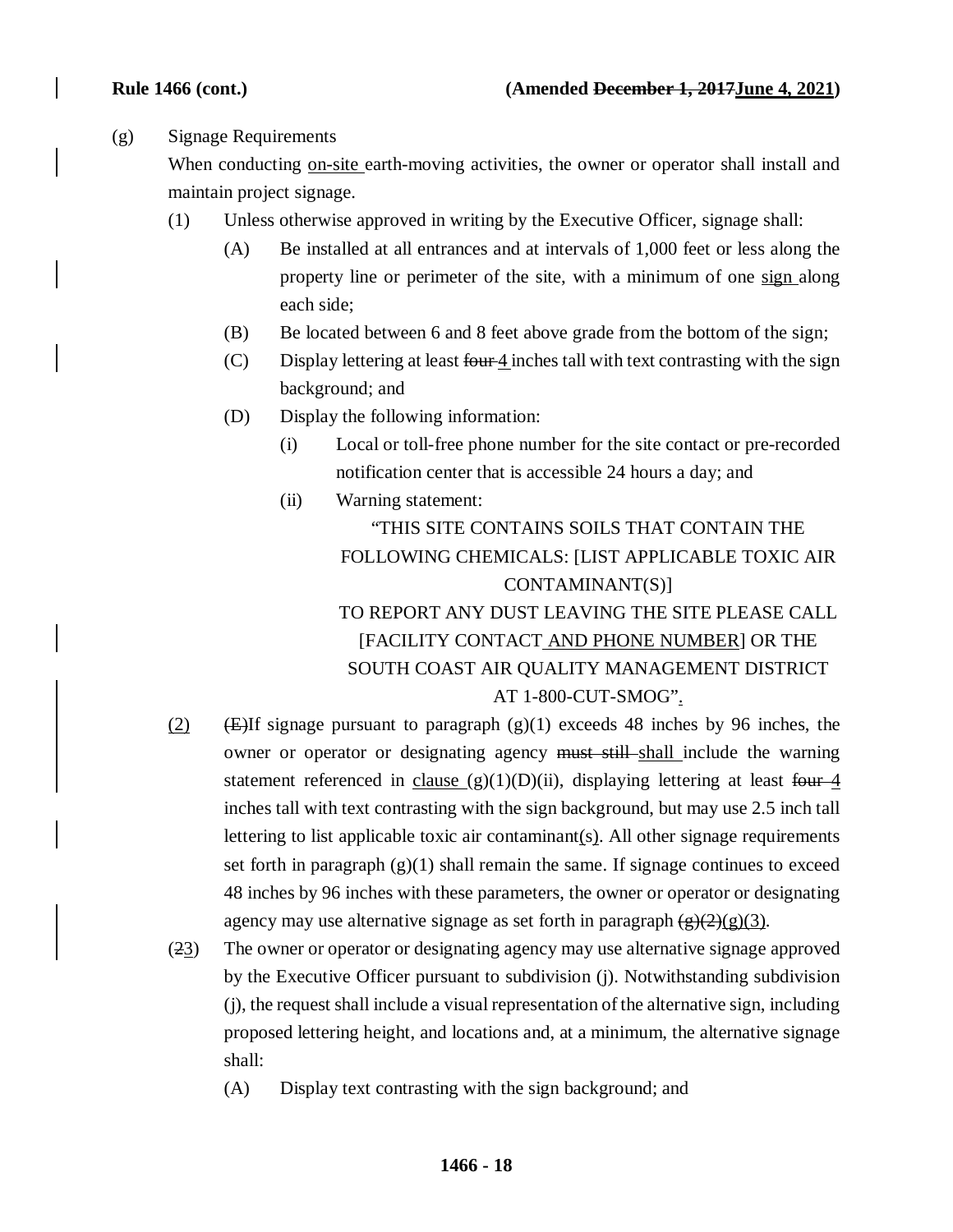(g) Signage Requirements

When conducting <u>on-site</u> earth-moving activities, the owner or operator shall install and maintain project signage.

(1) Unless otherwise approved in writing by the Executive Officer, signage shall:

(A) Be installed at all entrances and at intervals of 1,000 feet or less along the property line or perimeter of the site, with a minimum of one <u>sign</u> along each side;

(B) Be located between 6 and 8 feet above grade from the bottom of the sign;

(C) Display lettering at least ~~four~~ <u>4</u> inches tall with text contrasting with the sign background; and

(D) Display the following information:

(i) Local or toll-free phone number for the site contact or pre-recorded notification center that is accessible 24 hours a day; and

(ii) Warning statement:

"THIS SITE CONTAINS SOILS THAT CONTAIN THE FOLLOWING CHEMICALS: [LIST APPLICABLE TOXIC AIR CONTAMINANT(S)]
TO REPORT ANY DUST LEAVING THE SITE PLEASE CALL [FACILITY CONTACT<u> AND PHONE NUMBER</u>] OR THE SOUTH COAST AIR QUALITY MANAGEMENT DISTRICT AT 1-800-CUT-SMOG"<u>.</u>

<u>(2)</u> ~~(E)~~If signage pursuant to paragraph (g)(1) exceeds 48 inches by 96 inches, the owner or operator or designating agency ~~must still~~ <u>shall</u> include the warning statement referenced in <u>clause</u> (g)(1)(D)(ii), displaying lettering at least ~~four~~ <u>4</u> inches tall with text contrasting with the sign background, but may use 2.5 inch tall lettering to list applicable toxic air contaminant<u>(s)</u>. All other signage requirements set forth in paragraph (g)(1) shall remain the same. If signage continues to exceed 48 inches by 96 inches with these parameters, the owner or operator or designating agency may use alternative signage as set forth in paragraph ~~(g)(2)~~<u>(g)(3)</u>.

(~~2~~<u>3</u>) The owner or operator or designating agency may use alternative signage approved by the Executive Officer pursuant to subdivision (j). Notwithstanding subdivision (j), the request shall include a visual representation of the alternative sign, including proposed lettering height, and locations and, at a minimum, the alternative signage shall:

(A) Display text contrasting with the sign background; and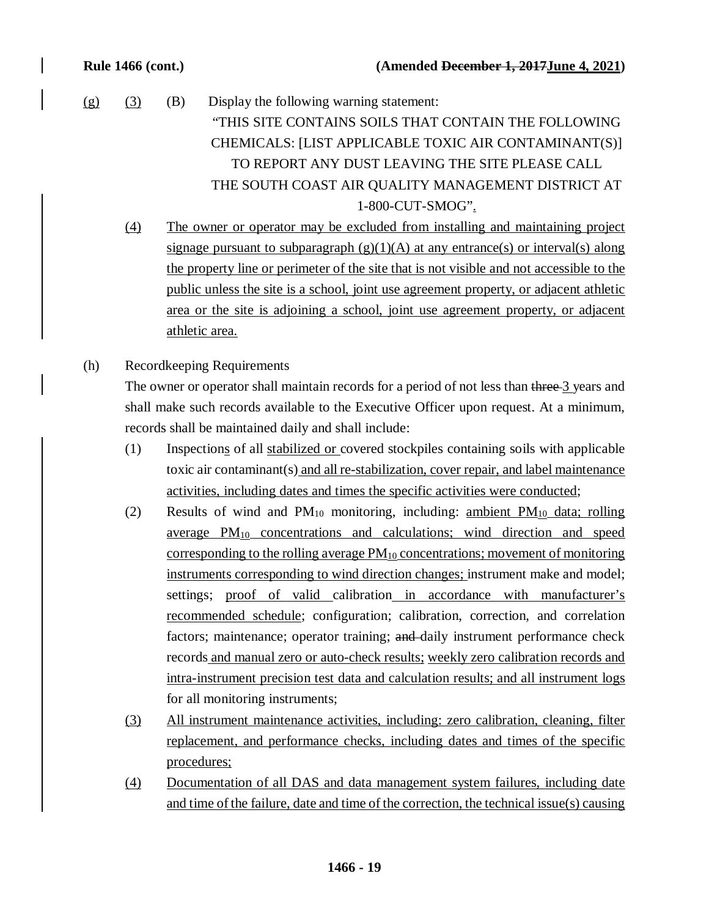(g) (3) (B) Display the following warning statement:

"THIS SITE CONTAINS SOILS THAT CONTAIN THE FOLLOWING CHEMICALS: [LIST APPLICABLE TOXIC AIR CONTAMINANT(S)] TO REPORT ANY DUST LEAVING THE SITE PLEASE CALL THE SOUTH COAST AIR QUALITY MANAGEMENT DISTRICT AT 1-800-CUT-SMOG".

(4) The owner or operator may be excluded from installing and maintaining project signage pursuant to subparagraph (g)(1)(A) at any entrance(s) or interval(s) along the property line or perimeter of the site that is not visible and not accessible to the public unless the site is a school, joint use agreement property, or adjacent athletic area or the site is adjoining a school, joint use agreement property, or adjacent athletic area.

(h) Recordkeeping Requirements

The owner or operator shall maintain records for a period of not less than ~~three~~ 3 years and shall make such records available to the Executive Officer upon request. At a minimum, records shall be maintained daily and shall include:

(1) Inspections of all stabilized or covered stockpiles containing soils with applicable toxic air contaminant(s) and all re-stabilization, cover repair, and label maintenance activities, including dates and times the specific activities were conducted;

(2) Results of wind and $PM_{10}$ monitoring, including: ambient $PM_{10}$ data; rolling average $PM_{10}$ concentrations and calculations; wind direction and speed corresponding to the rolling average $PM_{10}$ concentrations; movement of monitoring instruments corresponding to wind direction changes; instrument make and model; settings; proof of valid calibration in accordance with manufacturer's recommended schedule; configuration; calibration, correction, and correlation factors; maintenance; operator training; ~~and~~ daily instrument performance check records and manual zero or auto-check results; weekly zero calibration records and intra-instrument precision test data and calculation results; and all instrument logs for all monitoring instruments;

(3) All instrument maintenance activities, including: zero calibration, cleaning, filter replacement, and performance checks, including dates and times of the specific procedures;

(4) Documentation of all DAS and data management system failures, including date and time of the failure, date and time of the correction, the technical issue(s) causing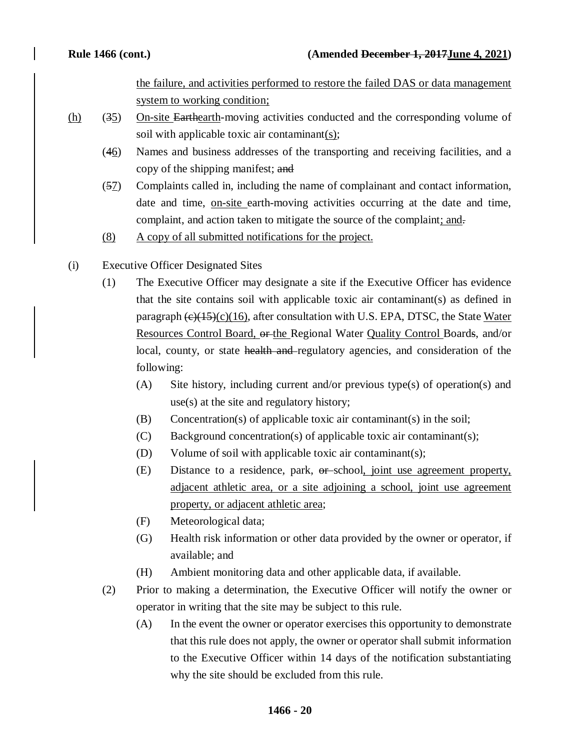the failure, and activities performed to restore the failed DAS or data management system to working condition;

(h) (35) On-site Earthearth-moving activities conducted and the corresponding volume of soil with applicable toxic air contaminant(s);

(46) Names and business addresses of the transporting and receiving facilities, and a copy of the shipping manifest; and

(57) Complaints called in, including the name of complainant and contact information, date and time, on-site earth-moving activities occurring at the date and time, complaint, and action taken to mitigate the source of the complaint; and.

(8) A copy of all submitted notifications for the project.

(i) Executive Officer Designated Sites

(1) The Executive Officer may designate a site if the Executive Officer has evidence that the site contains soil with applicable toxic air contaminant(s) as defined in paragraph (c)(15)(c)(16), after consultation with U.S. EPA, DTSC, the State Water Resources Control Board, or the Regional Water Quality Control Boards, and/or local, county, or state health and regulatory agencies, and consideration of the following:

(A) Site history, including current and/or previous type(s) of operation(s) and use(s) at the site and regulatory history;

(B) Concentration(s) of applicable toxic air contaminant(s) in the soil;

(C) Background concentration(s) of applicable toxic air contaminant(s);

(D) Volume of soil with applicable toxic air contaminant(s);

(E) Distance to a residence, park, or school, joint use agreement property, adjacent athletic area, or a site adjoining a school, joint use agreement property, or adjacent athletic area;

(F) Meteorological data;

(G) Health risk information or other data provided by the owner or operator, if available; and

(H) Ambient monitoring data and other applicable data, if available.

(2) Prior to making a determination, the Executive Officer will notify the owner or operator in writing that the site may be subject to this rule.

(A) In the event the owner or operator exercises this opportunity to demonstrate that this rule does not apply, the owner or operator shall submit information to the Executive Officer within 14 days of the notification substantiating why the site should be excluded from this rule.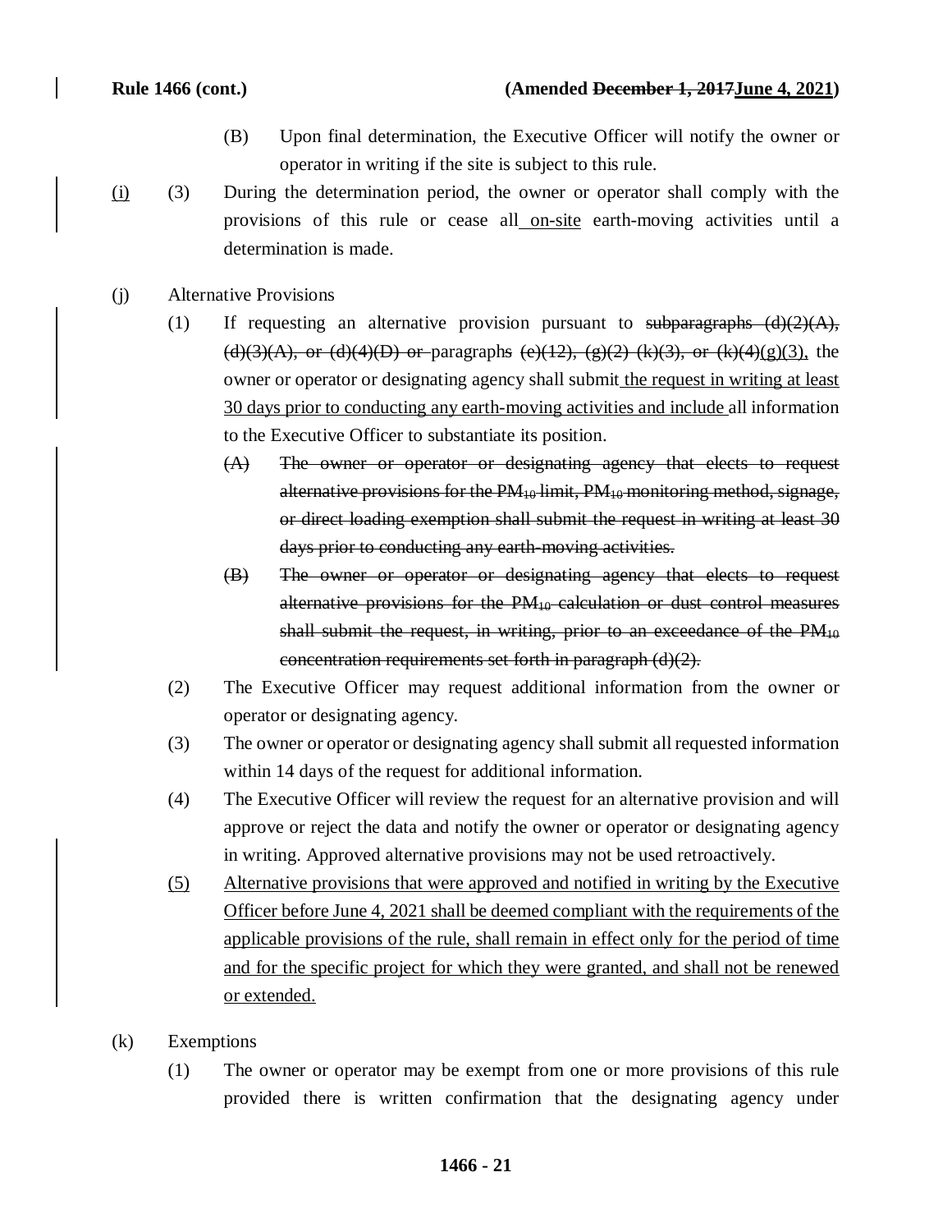(B) Upon final determination, the Executive Officer will notify the owner or operator in writing if the site is subject to this rule.

(i) (3) During the determination period, the owner or operator shall comply with the provisions of this rule or cease all on-site earth-moving activities until a determination is made.

(j) Alternative Provisions

(1) If requesting an alternative provision pursuant to ~~subparagraphs (d)(2)(A), (d)(3)(A), or (d)(4)(D) or~~ paragraphs ~~(e)(12), (g)(2) (k)(3), or (k)(4)~~(g)(3), the owner or operator or designating agency shall submit the request in writing at least 30 days prior to conducting any earth-moving activities and include all information to the Executive Officer to substantiate its position.

~~(A) The owner or operator or designating agency that elects to request alternative provisions for the $PM_{10}$ limit, $PM_{10}$ monitoring method, signage, or direct loading exemption shall submit the request in writing at least 30 days prior to conducting any earth-moving activities.~~

~~(B) The owner or operator or designating agency that elects to request alternative provisions for the $PM_{10}$ calculation or dust control measures shall submit the request, in writing, prior to an exceedance of the $PM_{10}$ concentration requirements set forth in paragraph (d)(2).~~

(2) The Executive Officer may request additional information from the owner or operator or designating agency.

(3) The owner or operator or designating agency shall submit all requested information within 14 days of the request for additional information.

(4) The Executive Officer will review the request for an alternative provision and will approve or reject the data and notify the owner or operator or designating agency in writing. Approved alternative provisions may not be used retroactively.

(5) Alternative provisions that were approved and notified in writing by the Executive Officer before June 4, 2021 shall be deemed compliant with the requirements of the applicable provisions of the rule, shall remain in effect only for the period of time and for the specific project for which they were granted, and shall not be renewed or extended.

(k) Exemptions

(1) The owner or operator may be exempt from one or more provisions of this rule provided there is written confirmation that the designating agency under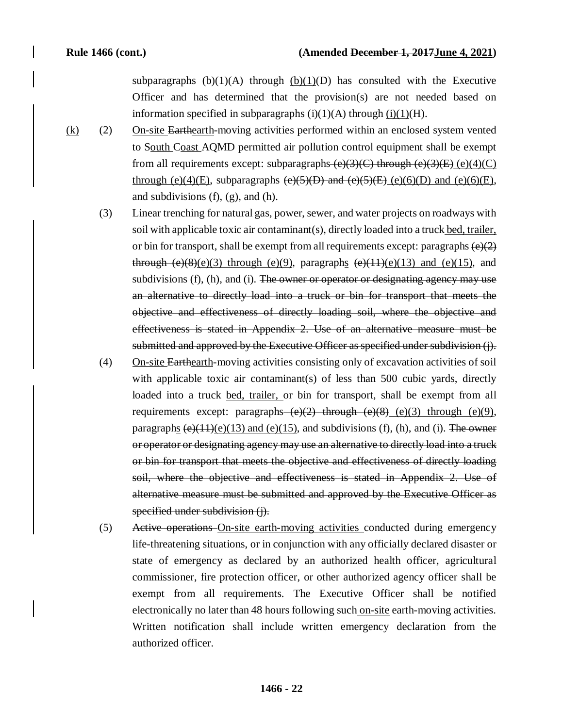subparagraphs (b)(1)(A) through (b)(1)(D) has consulted with the Executive Officer and has determined that the provision(s) are not needed based on information specified in subparagraphs (i)(1)(A) through (i)(1)(H).

(k) (2) On-site ~~Earth~~earth-moving activities performed within an enclosed system vented to South Coast AQMD permitted air pollution control equipment shall be exempt from all requirements except: subparagraphs ~~(e)(3)(C) through (e)(3)(E)~~ (e)(4)(C) through (e)(4)(E), subparagraphs ~~(e)(5)(D) and (e)(5)(E)~~ (e)(6)(D) and (e)(6)(E), and subdivisions (f), (g), and (h).

(3) Linear trenching for natural gas, power, sewer, and water projects on roadways with soil with applicable toxic air contaminant(s), directly loaded into a truck bed, trailer, or bin for transport, shall be exempt from all requirements except: paragraphs ~~(e)(2) through (e)(8)~~(e)(3) through (e)(9), paragraphs ~~(e)(11)~~(e)(13) and (e)(15), and subdivisions (f), (h), and (i). ~~The owner or operator or designating agency may use an alternative to directly load into a truck or bin for transport that meets the objective and effectiveness of directly loading soil, where the objective and effectiveness is stated in Appendix 2. Use of an alternative measure must be submitted and approved by the Executive Officer as specified under subdivision (j).~~

(4) On-site ~~Earth~~earth-moving activities consisting only of excavation activities of soil with applicable toxic air contaminant(s) of less than 500 cubic yards, directly loaded into a truck bed, trailer, or bin for transport, shall be exempt from all requirements except: paragraphs ~~(e)(2) through (e)(8)~~ (e)(3) through (e)(9), paragraphs ~~(e)(11)~~(e)(13) and (e)(15), and subdivisions (f), (h), and (i). ~~The owner or operator or designating agency may use an alternative to directly load into a truck or bin for transport that meets the objective and effectiveness of directly loading soil, where the objective and effectiveness is stated in Appendix 2. Use of alternative measure must be submitted and approved by the Executive Officer as specified under subdivision (j).~~

(5) ~~Active operations~~ On-site earth-moving activities conducted during emergency life-threatening situations, or in conjunction with any officially declared disaster or state of emergency as declared by an authorized health officer, agricultural commissioner, fire protection officer, or other authorized agency officer shall be exempt from all requirements. The Executive Officer shall be notified electronically no later than 48 hours following such on-site earth-moving activities. Written notification shall include written emergency declaration from the authorized officer.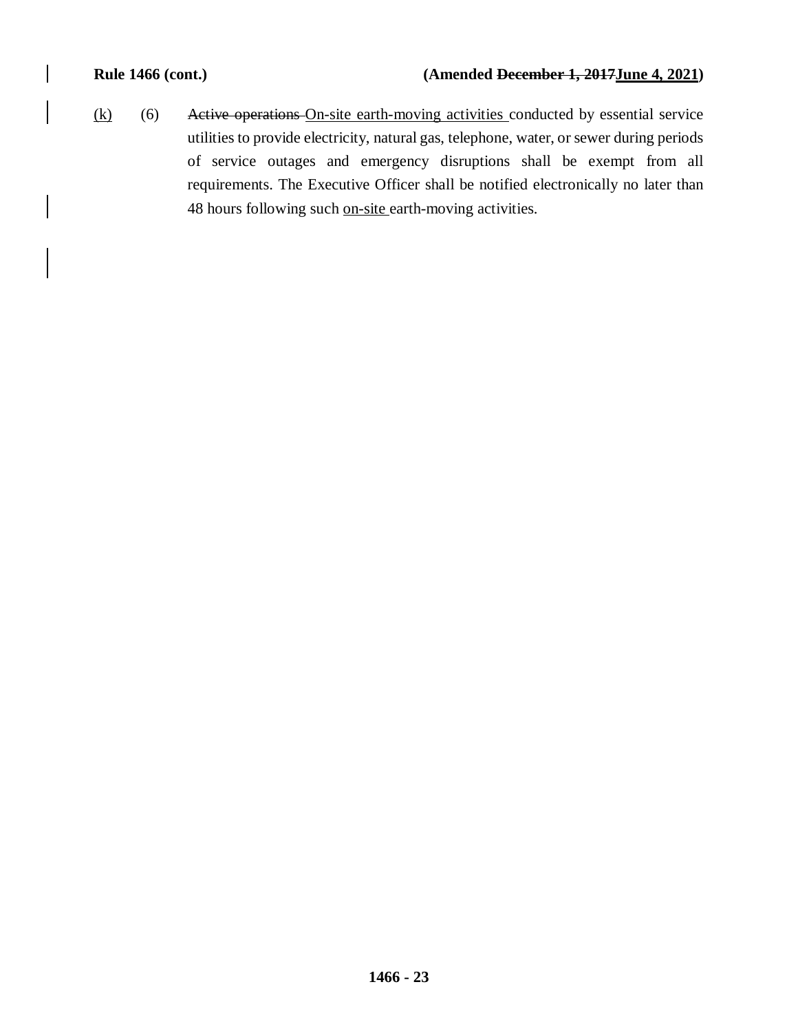(k) (6) ~~Active operations~~ On-site earth-moving activities conducted by essential service utilities to provide electricity, natural gas, telephone, water, or sewer during periods of service outages and emergency disruptions shall be exempt from all requirements. The Executive Officer shall be notified electronically no later than 48 hours following such on-site earth-moving activities.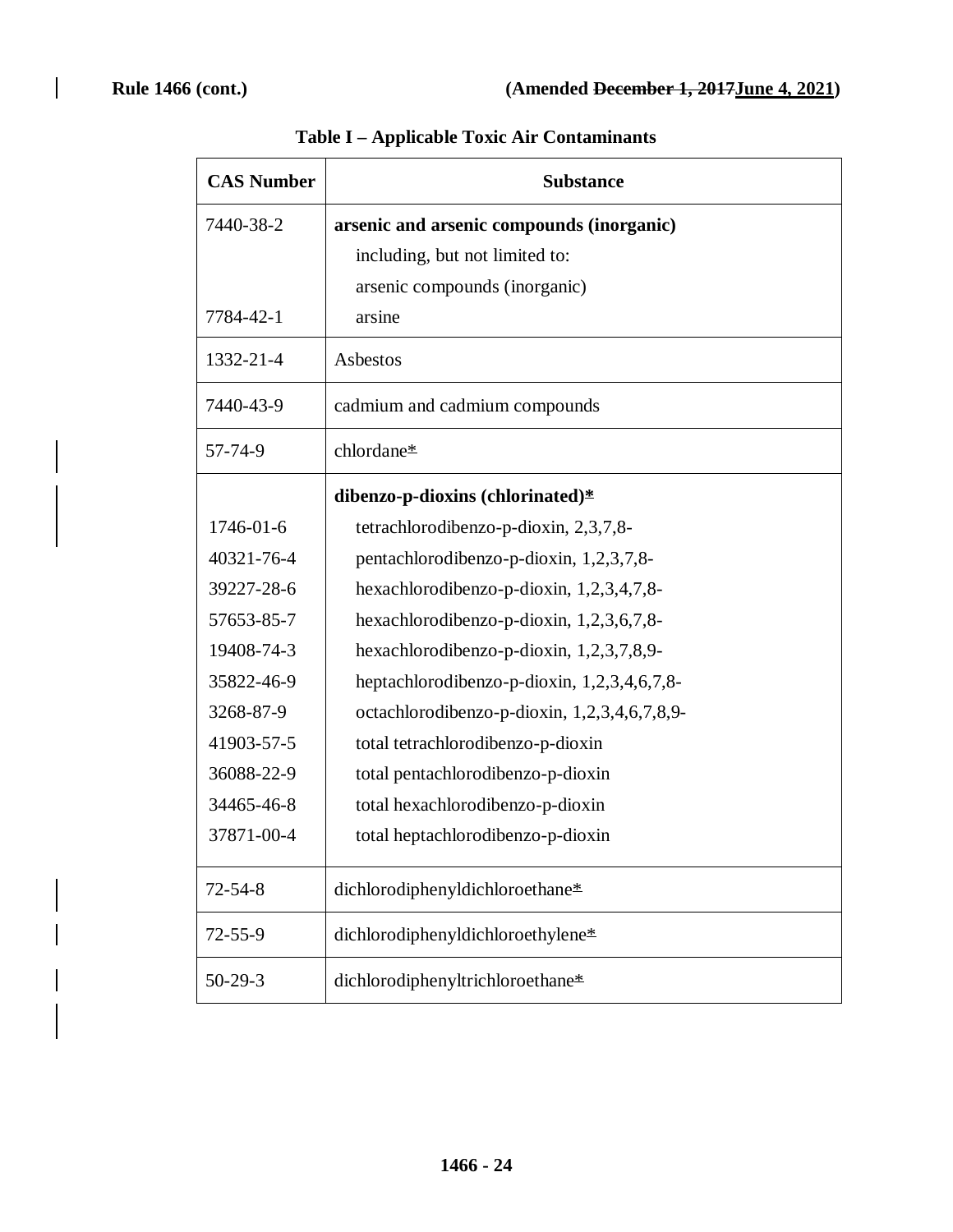**Table I – Applicable Toxic Air Contaminants**

| CAS Number | Substance |
|---|---|
| 7440-38-2 | **arsenic and arsenic compounds (inorganic)** |
| | including, but not limited to: |
| | arsenic compounds (inorganic) |
| 7784-42-1 | arsine |
| 1332-21-4 | Asbestos |
| 7440-43-9 | cadmium and cadmium compounds |
| 57-74-9 | chlordane* |
| | **dibenzo-p-dioxins (chlorinated)*** |
| 1746-01-6 | tetrachlorodibenzo-p-dioxin, 2,3,7,8- |
| 40321-76-4 | pentachlorodibenzo-p-dioxin, 1,2,3,7,8- |
| 39227-28-6 | hexachlorodibenzo-p-dioxin, 1,2,3,4,7,8- |
| 57653-85-7 | hexachlorodibenzo-p-dioxin, 1,2,3,6,7,8- |
| 19408-74-3 | hexachlorodibenzo-p-dioxin, 1,2,3,7,8,9- |
| 35822-46-9 | heptachlorodibenzo-p-dioxin, 1,2,3,4,6,7,8- |
| 3268-87-9 | octachlorodibenzo-p-dioxin, 1,2,3,4,6,7,8,9- |
| 41903-57-5 | total tetrachlorodibenzo-p-dioxin |
| 36088-22-9 | total pentachlorodibenzo-p-dioxin |
| 34465-46-8 | total hexachlorodibenzo-p-dioxin |
| 37871-00-4 | total heptachlorodibenzo-p-dioxin |
| 72-54-8 | dichlorodiphenyldichloroethane* |
| 72-55-9 | dichlorodiphenyldichloroethylene* |
| 50-29-3 | dichlorodiphenyltrichloroethane* |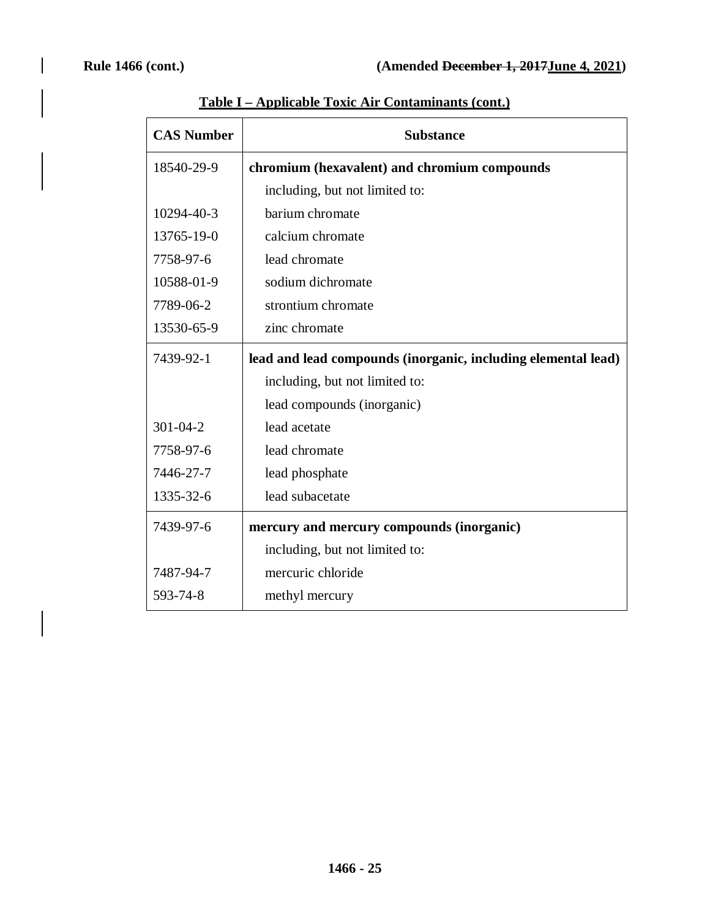**Table I – Applicable Toxic Air Contaminants (cont.)**

| CAS Number | Substance |
|---|---|
| 18540-29-9 | **chromium (hexavalent) and chromium compounds** |
| | including, but not limited to: |
| 10294-40-3 | barium chromate |
| 13765-19-0 | calcium chromate |
| 7758-97-6 | lead chromate |
| 10588-01-9 | sodium dichromate |
| 7789-06-2 | strontium chromate |
| 13530-65-9 | zinc chromate |
| 7439-92-1 | **lead and lead compounds (inorganic, including elemental lead)** |
| | including, but not limited to: |
| | lead compounds (inorganic) |
| 301-04-2 | lead acetate |
| 7758-97-6 | lead chromate |
| 7446-27-7 | lead phosphate |
| 1335-32-6 | lead subacetate |
| 7439-97-6 | **mercury and mercury compounds (inorganic)** |
| | including, but not limited to: |
| 7487-94-7 | mercuric chloride |
| 593-74-8 | methyl mercury |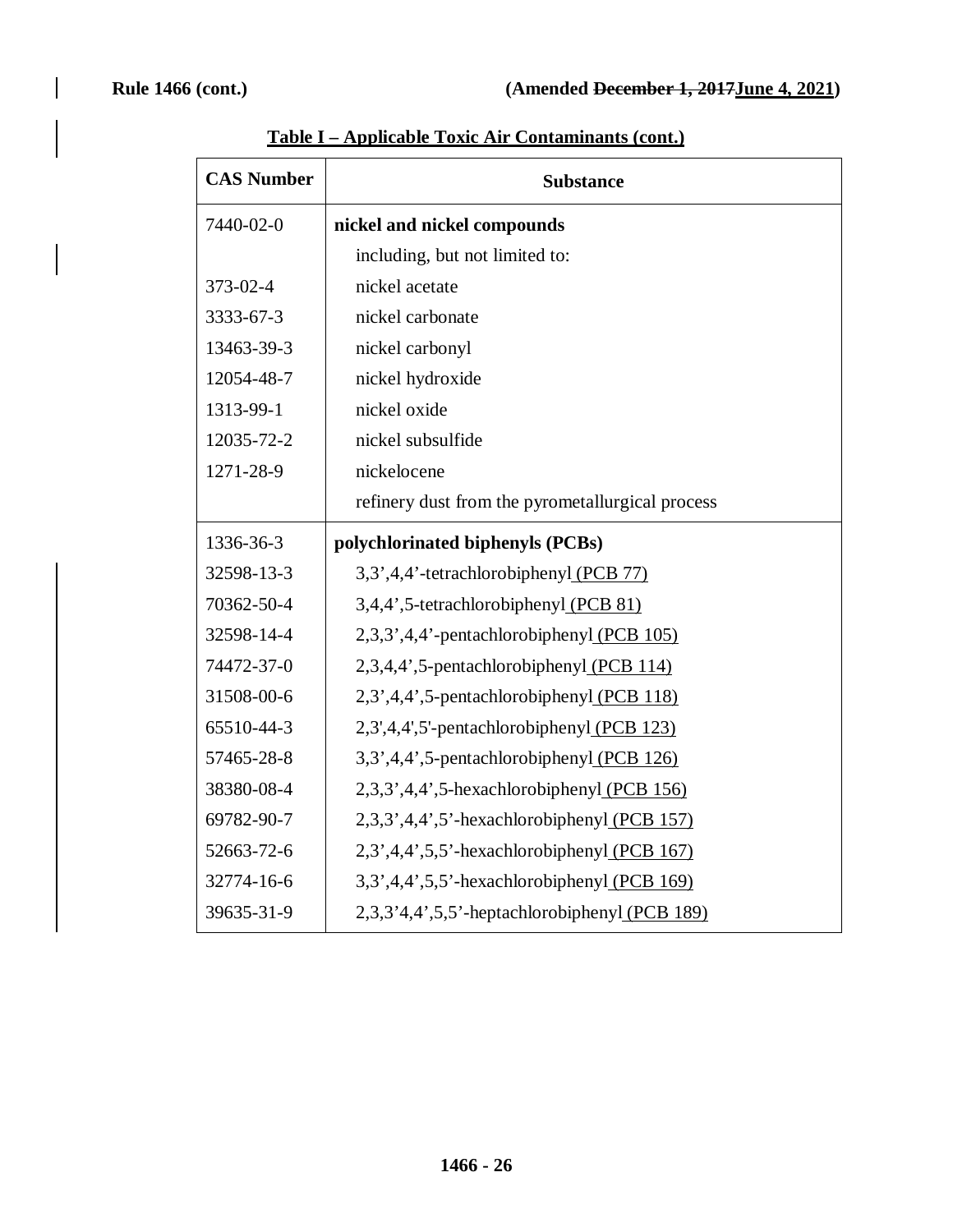**Table I – Applicable Toxic Air Contaminants (cont.)**

| CAS Number | Substance |
|---|---|
| 7440-02-0 | **nickel and nickel compounds** |
| | including, but not limited to: |
| 373-02-4 | nickel acetate |
| 3333-67-3 | nickel carbonate |
| 13463-39-3 | nickel carbonyl |
| 12054-48-7 | nickel hydroxide |
| 1313-99-1 | nickel oxide |
| 12035-72-2 | nickel subsulfide |
| 1271-28-9 | nickelocene |
| | refinery dust from the pyrometallurgical process |
| 1336-36-3 | **polychlorinated biphenyls (PCBs)** |
| 32598-13-3 | 3,3',4,4'-tetrachlorobiphenyl (PCB 77) |
| 70362-50-4 | 3,4,4',5-tetrachlorobiphenyl (PCB 81) |
| 32598-14-4 | 2,3,3',4,4'-pentachlorobiphenyl (PCB 105) |
| 74472-37-0 | 2,3,4,4',5-pentachlorobiphenyl (PCB 114) |
| 31508-00-6 | 2,3',4,4',5-pentachlorobiphenyl (PCB 118) |
| 65510-44-3 | 2,3',4,4',5'-pentachlorobiphenyl (PCB 123) |
| 57465-28-8 | 3,3',4,4',5-pentachlorobiphenyl (PCB 126) |
| 38380-08-4 | 2,3,3',4,4',5-hexachlorobiphenyl (PCB 156) |
| 69782-90-7 | 2,3,3',4,4',5'-hexachlorobiphenyl (PCB 157) |
| 52663-72-6 | 2,3',4,4',5,5'-hexachlorobiphenyl (PCB 167) |
| 32774-16-6 | 3,3',4,4',5,5'-hexachlorobiphenyl (PCB 169) |
| 39635-31-9 | 2,3,3'4,4',5,5'-heptachlorobiphenyl (PCB 189) |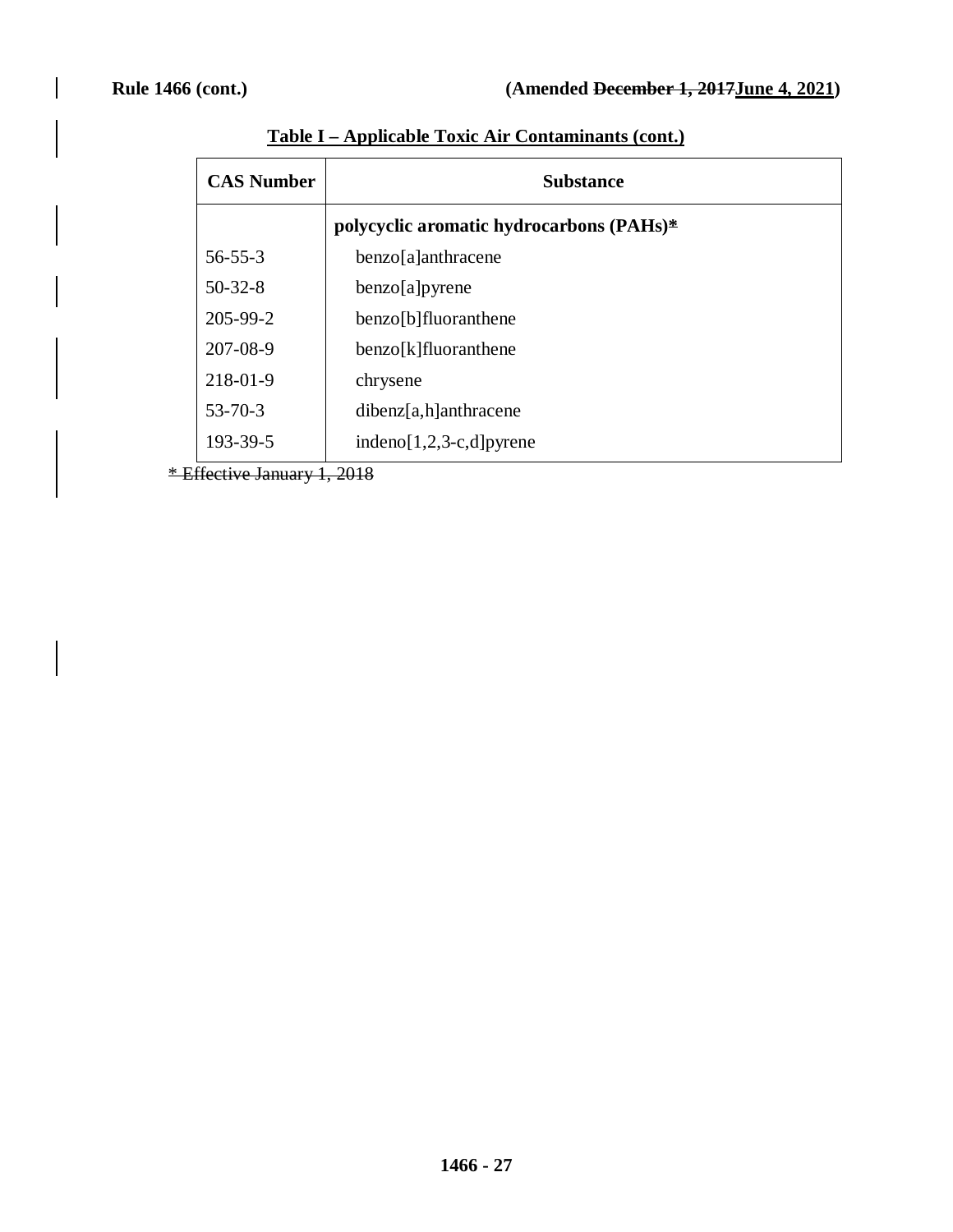**Table I – Applicable Toxic Air Contaminants (cont.)**

| CAS Number | Substance |
|---|---|
| | **polycyclic aromatic hydrocarbons (PAHs)*** |
| 56-55-3 | benzo[a]anthracene |
| 50-32-8 | benzo[a]pyrene |
| 205-99-2 | benzo[b]fluoranthene |
| 207-08-9 | benzo[k]fluoranthene |
| 218-01-9 | chrysene |
| 53-70-3 | dibenz[a,h]anthracene |
| 193-39-5 | indeno[1,2,3-c,d]pyrene |

~~* Effective January 1, 2018~~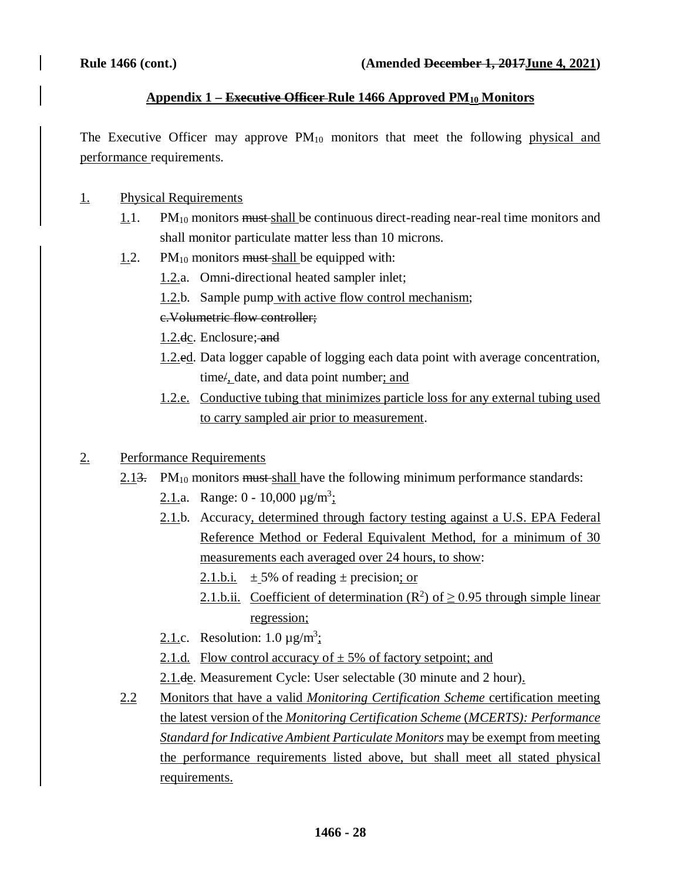## Appendix 1 – ~~Executive Officer~~ Rule 1466 Approved $PM_{10}$ Monitors

The Executive Officer may approve $PM_{10}$ monitors that meet the following physical and performance requirements.

1. Physical Requirements

    1.1. $PM_{10}$ monitors ~~must~~ shall be continuous direct-reading near-real time monitors and shall monitor particulate matter less than 10 microns.

    1.2. $PM_{10}$ monitors ~~must~~ shall be equipped with:

    - 1.2.a. Omni-directional heated sampler inlet;
    - 1.2.b. Sample pump with active flow control mechanism;
    - ~~c. Volumetric flow controller;~~
    - 1.2.~~d~~c. Enclosure; ~~and~~
    - 1.2.~~e~~d. Data logger capable of logging each data point with average concentration, time~~/~~, date, and data point number; and
    - 1.2.e. Conductive tubing that minimizes particle loss for any external tubing used to carry sampled air prior to measurement.

2. Performance Requirements

    2.1~~3.~~ $PM_{10}$ monitors ~~must~~ shall have the following minimum performance standards:

    - 2.1.a. Range: 0 - 10,000 µg/$m^3$;
    - 2.1.b. Accuracy, determined through factory testing against a U.S. EPA Federal Reference Method or Federal Equivalent Method, for a minimum of 30 measurements each averaged over 24 hours, to show:
        - 2.1.b.i. ± 5% of reading ± precision; or
        - 2.1.b.ii. Coefficient of determination ($R^2$) of ≥ 0.95 through simple linear regression;
    - 2.1.c. Resolution: 1.0 µg/$m^3$;
    - 2.1.d. Flow control accuracy of ± 5% of factory setpoint; and
    - 2.1.~~d~~e. Measurement Cycle: User selectable (30 minute and 2 hour).

    2.2 Monitors that have a valid *Monitoring Certification Scheme* certification meeting the latest version of the *Monitoring Certification Scheme (MCERTS): Performance Standard for Indicative Ambient Particulate Monitors* may be exempt from meeting the performance requirements listed above, but shall meet all stated physical requirements.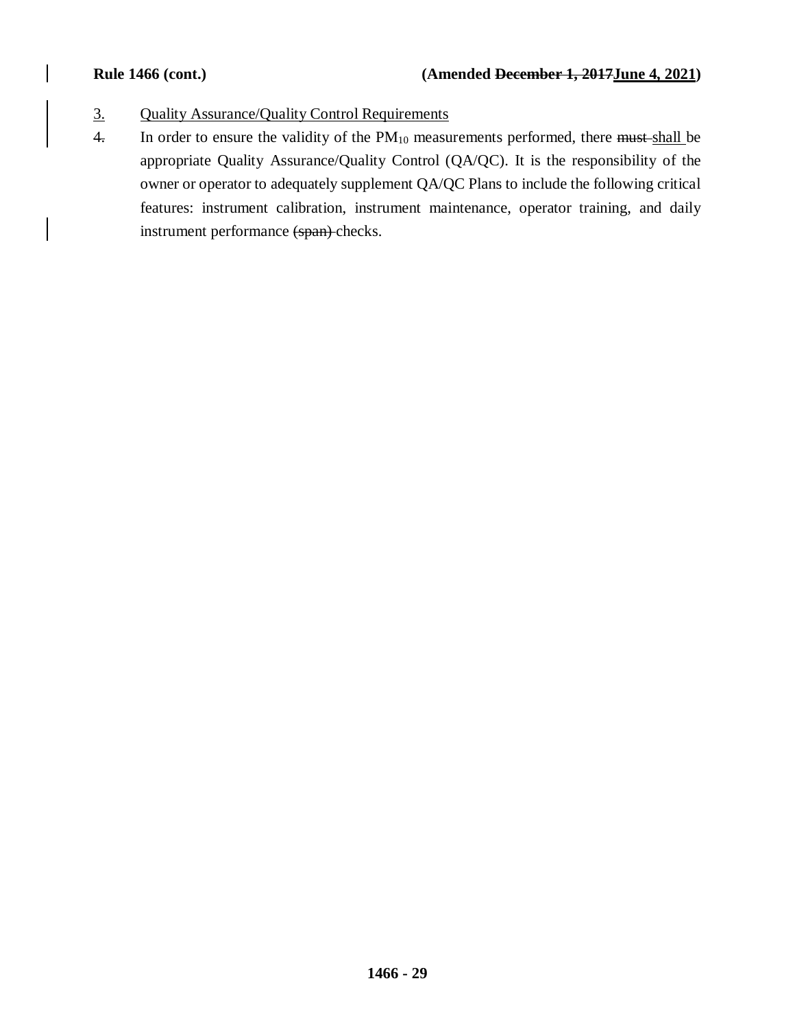3. Quality Assurance/Quality Control Requirements

4. In order to ensure the validity of the $PM_{10}$ measurements performed, there must shall be appropriate Quality Assurance/Quality Control (QA/QC). It is the responsibility of the owner or operator to adequately supplement QA/QC Plans to include the following critical features: instrument calibration, instrument maintenance, operator training, and daily instrument performance (span) checks.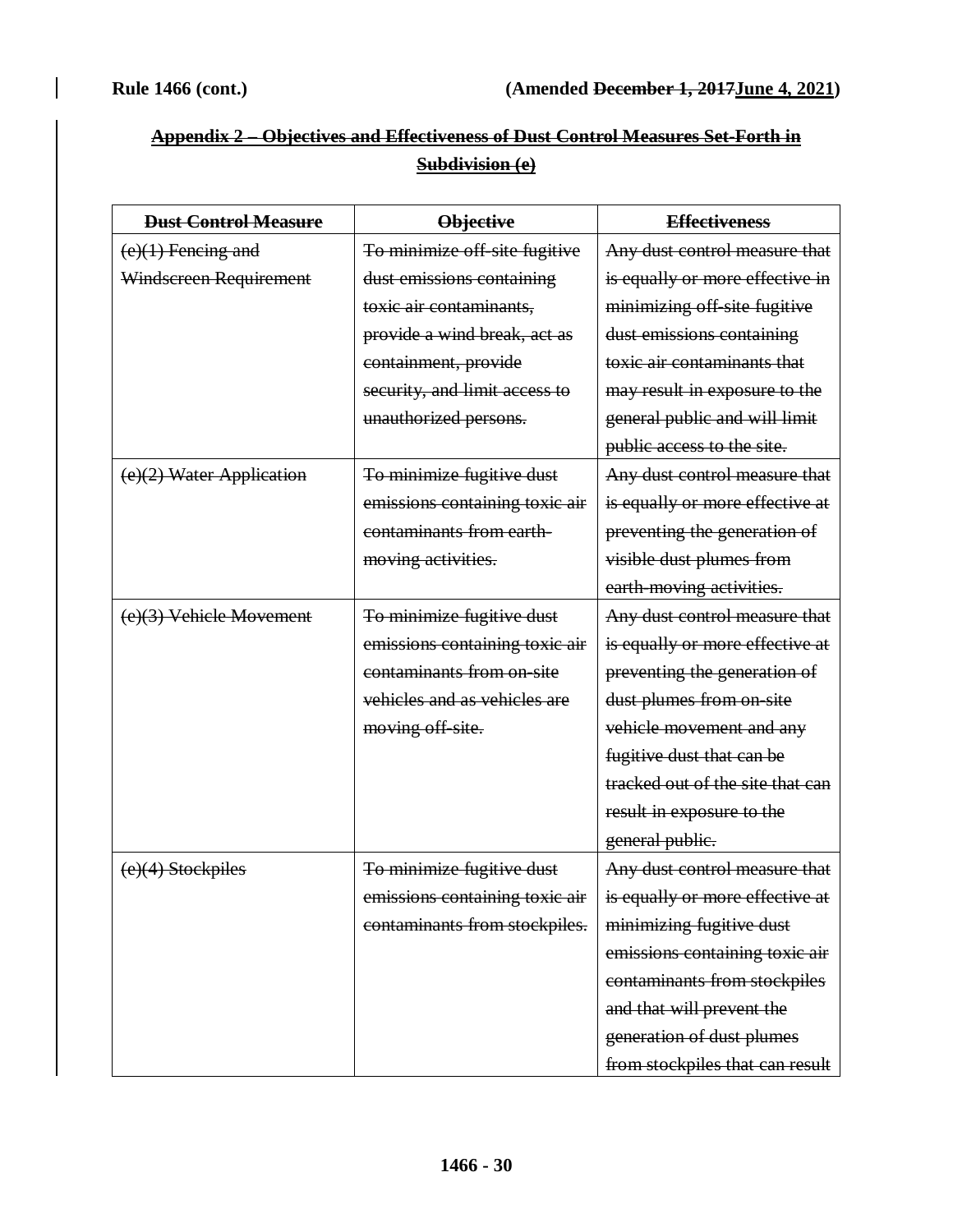**Rule 1466 (cont.)** **(Amended ~~December 1, 2017~~June 4, 2021)**

## ~~Appendix 2 – Objectives and Effectiveness of Dust Control Measures Set-Forth in Subdivision (e)~~

| ~~Dust Control Measure~~ | ~~Objective~~ | ~~Effectiveness~~ |
|---|---|---|
| ~~(e)(1) Fencing and Windscreen Requirement~~ | ~~To minimize off-site fugitive dust emissions containing toxic air contaminants, provide a wind break, act as containment, provide security, and limit access to unauthorized persons.~~ | ~~Any dust control measure that is equally or more effective in minimizing off-site fugitive dust emissions containing toxic air contaminants that may result in exposure to the general public and will limit public access to the site.~~ |
| ~~(e)(2) Water Application~~ | ~~To minimize fugitive dust emissions containing toxic air contaminants from earth-moving activities.~~ | ~~Any dust control measure that is equally or more effective at preventing the generation of visible dust plumes from earth-moving activities.~~ |
| ~~(e)(3) Vehicle Movement~~ | ~~To minimize fugitive dust emissions containing toxic air contaminants from on-site vehicles and as vehicles are moving off-site.~~ | ~~Any dust control measure that is equally or more effective at preventing the generation of dust plumes from on-site vehicle movement and any fugitive dust that can be tracked out of the site that can result in exposure to the general public.~~ |
| ~~(e)(4) Stockpiles~~ | ~~To minimize fugitive dust emissions containing toxic air contaminants from stockpiles.~~ | ~~Any dust control measure that is equally or more effective at minimizing fugitive dust emissions containing toxic air contaminants from stockpiles and that will prevent the generation of dust plumes from stockpiles that can result~~ |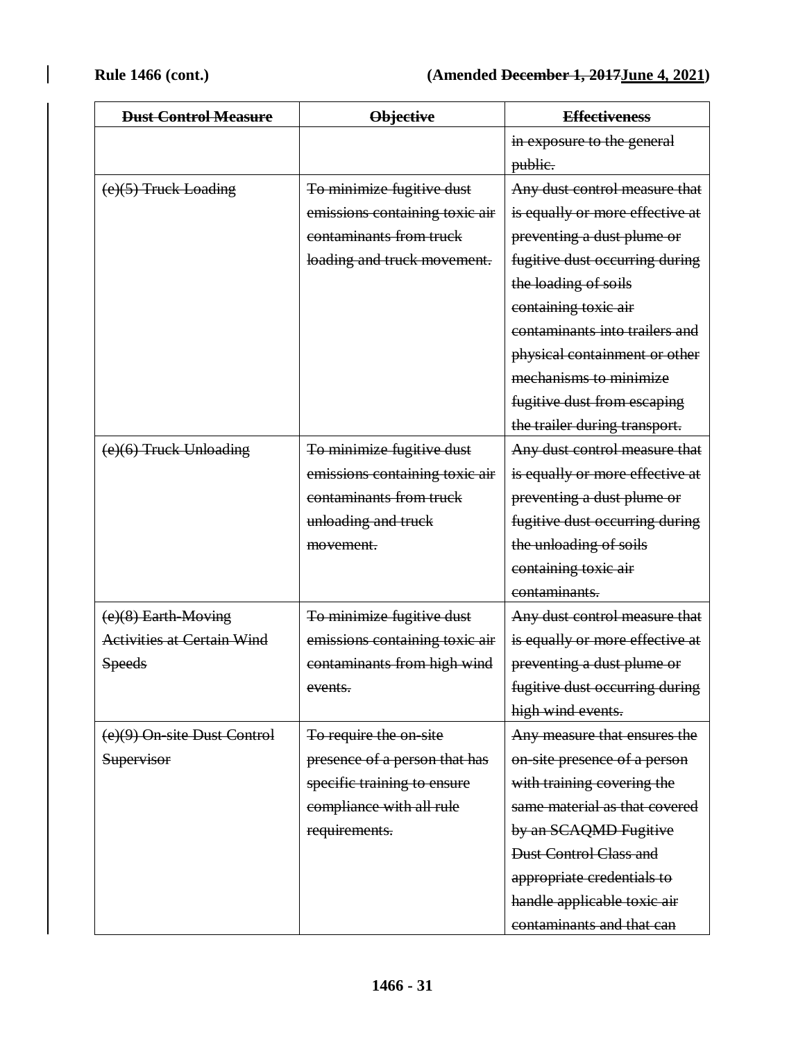| ~~Dust Control Measure~~ | ~~Objective~~ | ~~Effectiveness~~ |
|---|---|---|
| | | ~~in exposure to the general public.~~ |
| ~~(e)(5) Truck Loading~~ | ~~To minimize fugitive dust emissions containing toxic air contaminants from truck loading and truck movement.~~ | ~~Any dust control measure that is equally or more effective at preventing a dust plume or fugitive dust occurring during the loading of soils containing toxic air contaminants into trailers and physical containment or other mechanisms to minimize fugitive dust from escaping the trailer during transport.~~ |
| ~~(e)(6) Truck Unloading~~ | ~~To minimize fugitive dust emissions containing toxic air contaminants from truck unloading and truck movement.~~ | ~~Any dust control measure that is equally or more effective at preventing a dust plume or fugitive dust occurring during the unloading of soils containing toxic air contaminants.~~ |
| ~~(e)(8) Earth-Moving Activities at Certain Wind Speeds~~ | ~~To minimize fugitive dust emissions containing toxic air contaminants from high wind events.~~ | ~~Any dust control measure that is equally or more effective at preventing a dust plume or fugitive dust occurring during high wind events.~~ |
| ~~(e)(9) On-site Dust Control Supervisor~~ | ~~To require the on-site presence of a person that has specific training to ensure compliance with all rule requirements.~~ | ~~Any measure that ensures the on-site presence of a person with training covering the same material as that covered by an SCAQMD Fugitive Dust Control Class and appropriate credentials to handle applicable toxic air contaminants and that can~~ |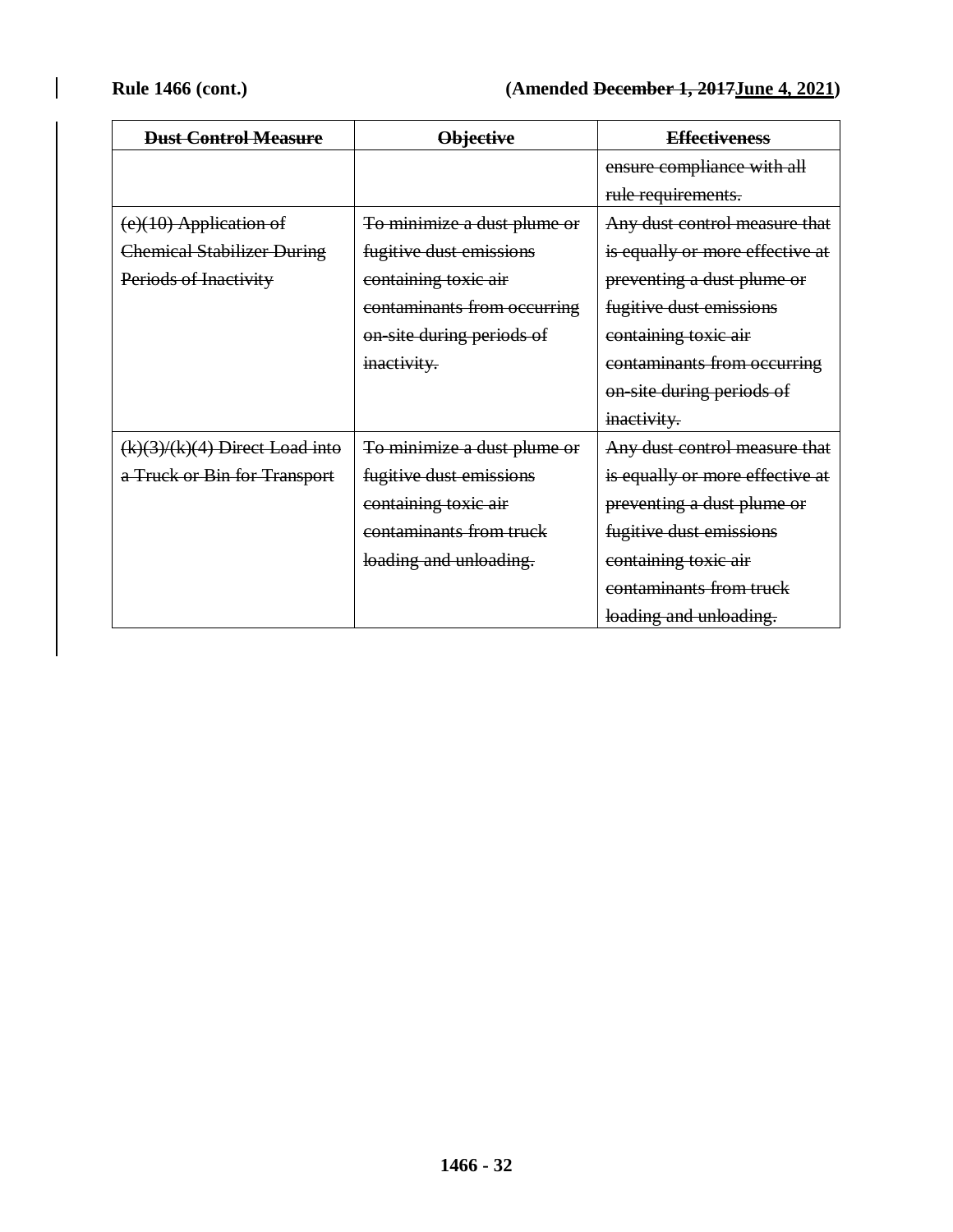| ~~Dust Control Measure~~ | ~~Objective~~ | ~~Effectiveness~~ |
|---|---|---|
| | | ~~ensure compliance with all rule requirements.~~ |
| ~~(e)(10) Application of Chemical Stabilizer During Periods of Inactivity~~ | ~~To minimize a dust plume or fugitive dust emissions containing toxic air contaminants from occurring on-site during periods of inactivity.~~ | ~~Any dust control measure that is equally or more effective at preventing a dust plume or fugitive dust emissions containing toxic air contaminants from occurring on-site during periods of inactivity.~~ |
| ~~(k)(3)/(k)(4) Direct Load into a Truck or Bin for Transport~~ | ~~To minimize a dust plume or fugitive dust emissions containing toxic air contaminants from truck loading and unloading.~~ | ~~Any dust control measure that is equally or more effective at preventing a dust plume or fugitive dust emissions containing toxic air contaminants from truck loading and unloading.~~ |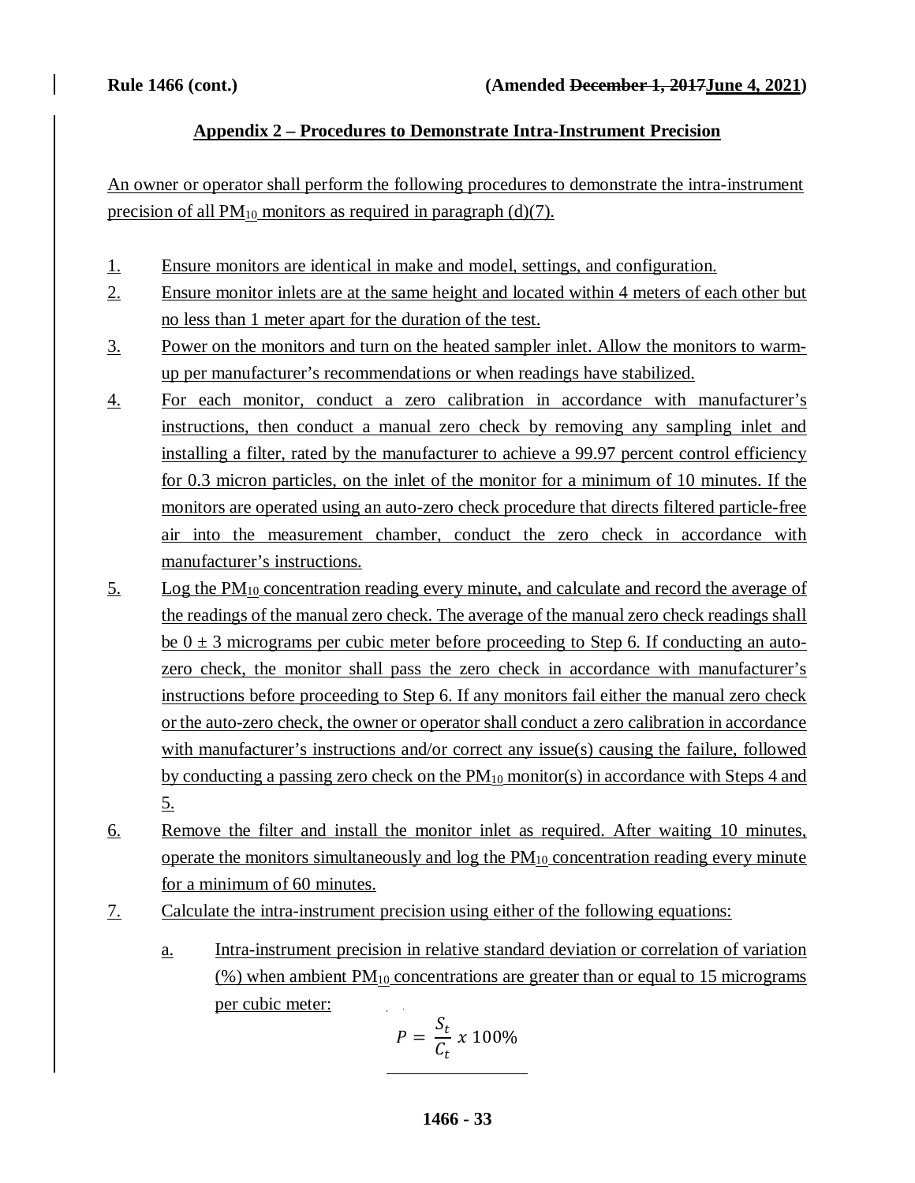## Appendix 2 – Procedures to Demonstrate Intra-Instrument Precision

An owner or operator shall perform the following procedures to demonstrate the intra-instrument precision of all $PM_{10}$ monitors as required in paragraph (d)(7).

1. Ensure monitors are identical in make and model, settings, and configuration.
2. Ensure monitor inlets are at the same height and located within 4 meters of each other but no less than 1 meter apart for the duration of the test.
3. Power on the monitors and turn on the heated sampler inlet. Allow the monitors to warm-up per manufacturer's recommendations or when readings have stabilized.
4. For each monitor, conduct a zero calibration in accordance with manufacturer's instructions, then conduct a manual zero check by removing any sampling inlet and installing a filter, rated by the manufacturer to achieve a 99.97 percent control efficiency for 0.3 micron particles, on the inlet of the monitor for a minimum of 10 minutes. If the monitors are operated using an auto-zero check procedure that directs filtered particle-free air into the measurement chamber, conduct the zero check in accordance with manufacturer's instructions.
5. Log the $PM_{10}$ concentration reading every minute, and calculate and record the average of the readings of the manual zero check. The average of the manual zero check readings shall be $0 \pm 3$ micrograms per cubic meter before proceeding to Step 6. If conducting an auto-zero check, the monitor shall pass the zero check in accordance with manufacturer's instructions before proceeding to Step 6. If any monitors fail either the manual zero check or the auto-zero check, the owner or operator shall conduct a zero calibration in accordance with manufacturer's instructions and/or correct any issue(s) causing the failure, followed by conducting a passing zero check on the $PM_{10}$ monitor(s) in accordance with Steps 4 and 5.
6. Remove the filter and install the monitor inlet as required. After waiting 10 minutes, operate the monitors simultaneously and log the $PM_{10}$ concentration reading every minute for a minimum of 60 minutes.
7. Calculate the intra-instrument precision using either of the following equations:

   a. Intra-instrument precision in relative standard deviation or correlation of variation (%) when ambient $PM_{10}$ concentrations are greater than or equal to 15 micrograms per cubic meter:

$$P = \frac{S_t}{C_t} \, x \, 100\%$$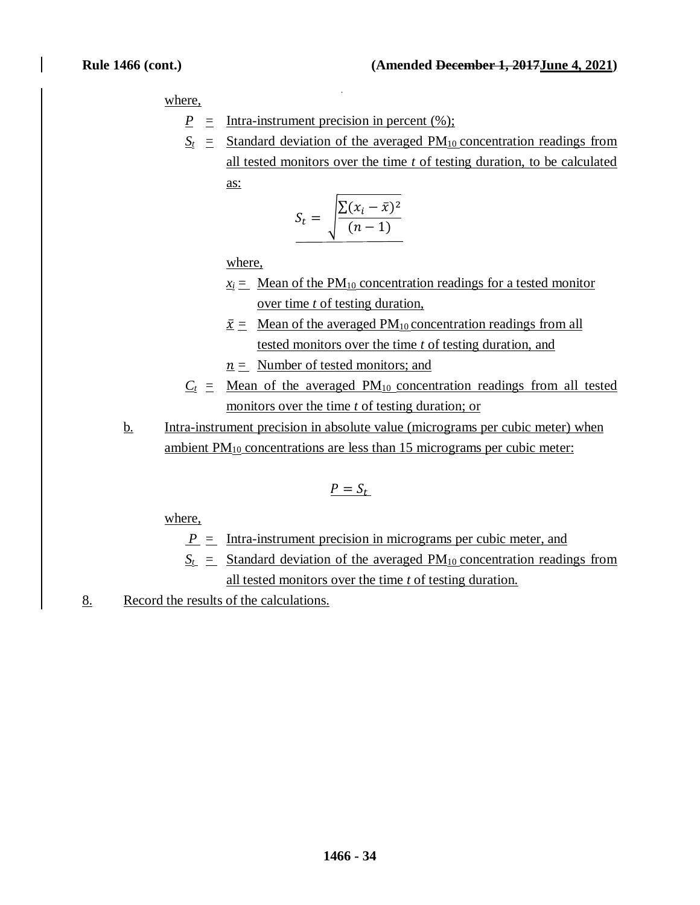where,

$P$ = Intra-instrument precision in percent (%);

$S_t$ = Standard deviation of the averaged $PM_{10}$ concentration readings from all tested monitors over the time *t* of testing duration, to be calculated as:

$$S_t = \sqrt{\frac{\sum(x_i - \bar{x})^2}{(n-1)}}$$

where,

$x_i$ = Mean of the $PM_{10}$ concentration readings for a tested monitor over time *t* of testing duration,

$\bar{x}$ = Mean of the averaged $PM_{10}$ concentration readings from all tested monitors over the time *t* of testing duration, and

$n$ = Number of tested monitors; and

$C_t$ = Mean of the averaged $PM_{10}$ concentration readings from all tested monitors over the time *t* of testing duration; or

b. Intra-instrument precision in absolute value (micrograms per cubic meter) when ambient $PM_{10}$ concentrations are less than 15 micrograms per cubic meter:

$$P = S_t$$

where,

$P$ = Intra-instrument precision in micrograms per cubic meter, and

$S_t$ = Standard deviation of the averaged $PM_{10}$ concentration readings from all tested monitors over the time *t* of testing duration.

8. Record the results of the calculations.